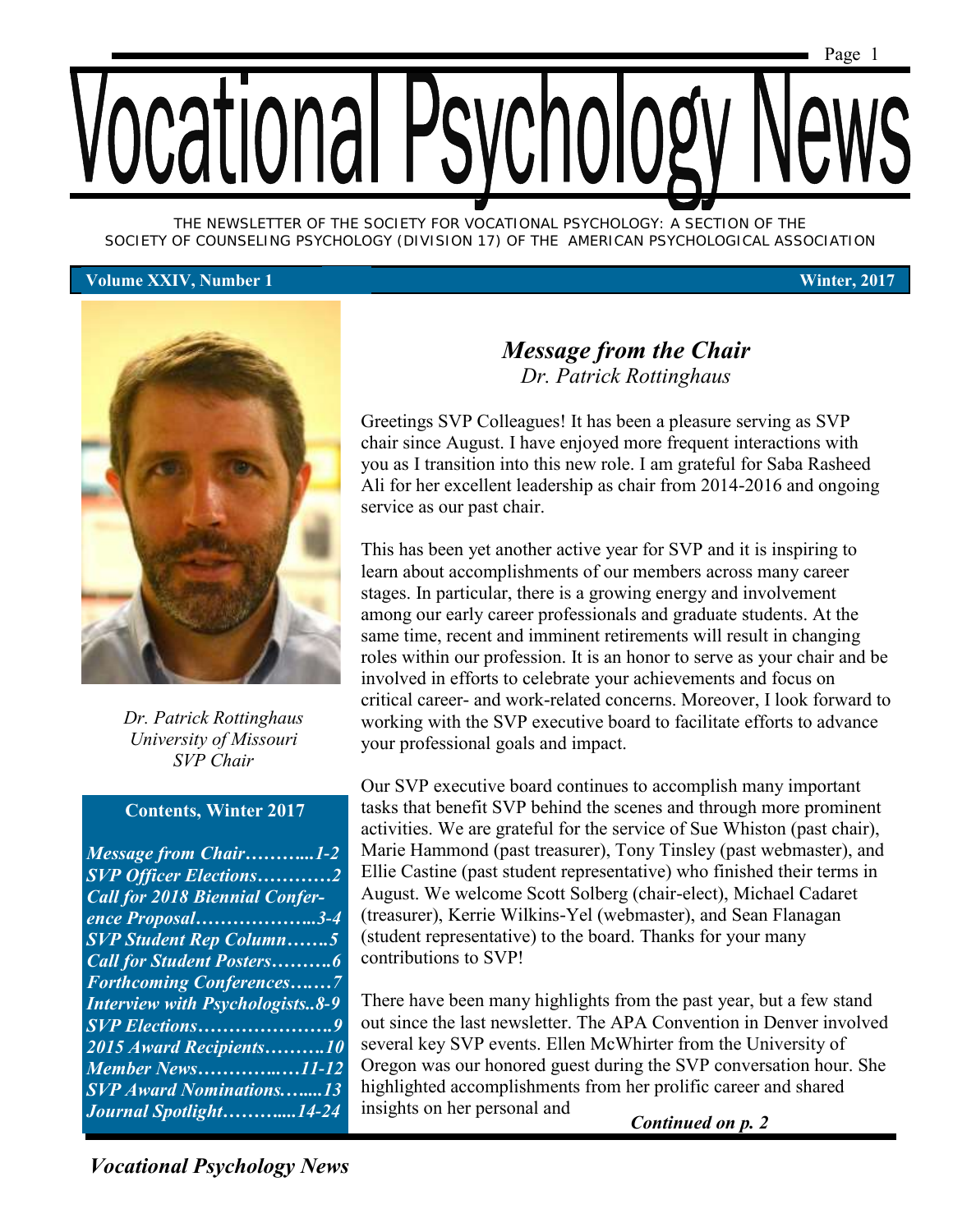# Vocational Psychology News

THE NEWSLETTER OF THE SOCIETY FOR VOCATIONAL PSYCHOLOGY: A SECTION OF THE SOCIETY OF COUNSELING PSYCHOLOGY (DIVISION 17) OF THE AMERICAN PSYCHOLOGICAL ASSOCIATION

**Volume XXIV, Number 1** **Winter, 2017**

*Dr. Patrick Rottinghaus*
*University of Missouri*
*SVP Chair*

**Contents, Winter 2017**

- *Message from Chair………....1-2*
- *SVP Officer Elections…………2*
- *Call for 2018 Biennial Conference Proposal………………...3-4*
- *SVP Student Rep Column……..5*
- *Call for Student Posters……….6*
- *Forthcoming Conferences….…7*
- *Interview with Psychologists..8-9*
- *SVP Elections………………….9*
- *2015 Award Recipients……….10*
- *Member News…………..…11-12*
- *SVP Award Nominations.…....13*
- *Journal Spotlight……….....14-24*

## *Message from the Chair*

*Dr. Patrick Rottinghaus*

Greetings SVP Colleagues! It has been a pleasure serving as SVP chair since August. I have enjoyed more frequent interactions with you as I transition into this new role. I am grateful for Saba Rasheed Ali for her excellent leadership as chair from 2014-2016 and ongoing service as our past chair.

This has been yet another active year for SVP and it is inspiring to learn about accomplishments of our members across many career stages. In particular, there is a growing energy and involvement among our early career professionals and graduate students. At the same time, recent and imminent retirements will result in changing roles within our profession. It is an honor to serve as your chair and be involved in efforts to celebrate your achievements and focus on critical career- and work-related concerns. Moreover, I look forward to working with the SVP executive board to facilitate efforts to advance your professional goals and impact.

Our SVP executive board continues to accomplish many important tasks that benefit SVP behind the scenes and through more prominent activities. We are grateful for the service of Sue Whiston (past chair), Marie Hammond (past treasurer), Tony Tinsley (past webmaster), and Ellie Castine (past student representative) who finished their terms in August. We welcome Scott Solberg (chair-elect), Michael Cadaret (treasurer), Kerrie Wilkins-Yel (webmaster), and Sean Flanagan (student representative) to the board. Thanks for your many contributions to SVP!

There have been many highlights from the past year, but a few stand out since the last newsletter. The APA Convention in Denver involved several key SVP events. Ellen McWhirter from the University of Oregon was our honored guest during the SVP conversation hour. She highlighted accomplishments from her prolific career and shared insights on her personal and

*Continued on p. 2*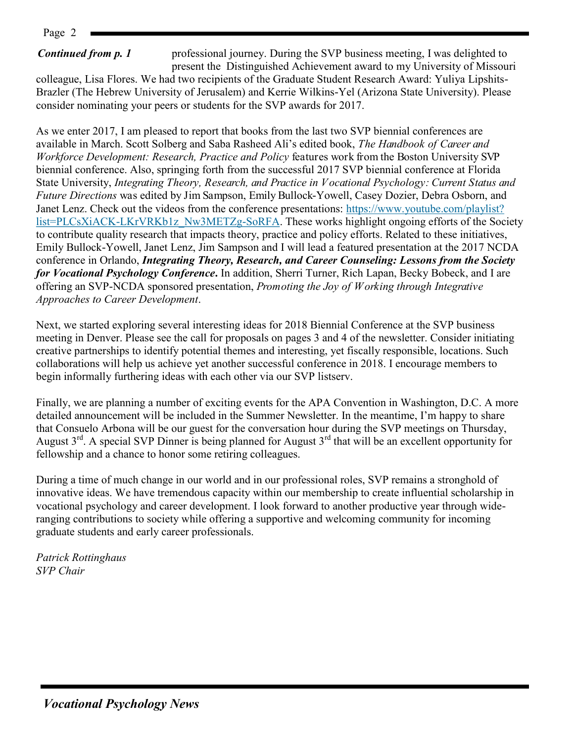***Continued from p. 1*** professional journey. During the SVP business meeting, I was delighted to present the Distinguished Achievement award to my University of Missouri colleague, Lisa Flores. We had two recipients of the Graduate Student Research Award: Yuliya Lipshits-Brazler (The Hebrew University of Jerusalem) and Kerrie Wilkins-Yel (Arizona State University). Please consider nominating your peers or students for the SVP awards for 2017.

As we enter 2017, I am pleased to report that books from the last two SVP biennial conferences are available in March. Scott Solberg and Saba Rasheed Ali's edited book, *The Handbook of Career and Workforce Development: Research, Practice and Policy* features work from the Boston University SVP biennial conference. Also, springing forth from the successful 2017 SVP biennial conference at Florida State University, *Integrating Theory, Research, and Practice in Vocational Psychology: Current Status and Future Directions* was edited by Jim Sampson, Emily Bullock-Yowell, Casey Dozier, Debra Osborn, and Janet Lenz. Check out the videos from the conference presentations: [https://www.youtube.com/playlist?list=PLCsXiACK-LKrVRKb1z_Nw3METZg-SoRFA](https://www.youtube.com/playlist?list=PLCsXiACK-LKrVRKb1z_Nw3METZg-SoRFA). These works highlight ongoing efforts of the Society to contribute quality research that impacts theory, practice and policy efforts. Related to these initiatives, Emily Bullock-Yowell, Janet Lenz, Jim Sampson and I will lead a featured presentation at the 2017 NCDA conference in Orlando, ***Integrating Theory, Research, and Career Counseling: Lessons from the Society for Vocational Psychology Conference***. In addition, Sherri Turner, Rich Lapan, Becky Bobeck, and I are offering an SVP-NCDA sponsored presentation, *Promoting the Joy of Working through Integrative Approaches to Career Development*.

Next, we started exploring several interesting ideas for 2018 Biennial Conference at the SVP business meeting in Denver. Please see the call for proposals on pages 3 and 4 of the newsletter. Consider initiating creative partnerships to identify potential themes and interesting, yet fiscally responsible, locations. Such collaborations will help us achieve yet another successful conference in 2018. I encourage members to begin informally furthering ideas with each other via our SVP listserv.

Finally, we are planning a number of exciting events for the APA Convention in Washington, D.C. A more detailed announcement will be included in the Summer Newsletter. In the meantime, I'm happy to share that Consuelo Arbona will be our guest for the conversation hour during the SVP meetings on Thursday, August 3rd. A special SVP Dinner is being planned for August 3rd that will be an excellent opportunity for fellowship and a chance to honor some retiring colleagues.

During a time of much change in our world and in our professional roles, SVP remains a stronghold of innovative ideas. We have tremendous capacity within our membership to create influential scholarship in vocational psychology and career development. I look forward to another productive year through wide-ranging contributions to society while offering a supportive and welcoming community for incoming graduate students and early career professionals.

*Patrick Rottinghaus*
*SVP Chair*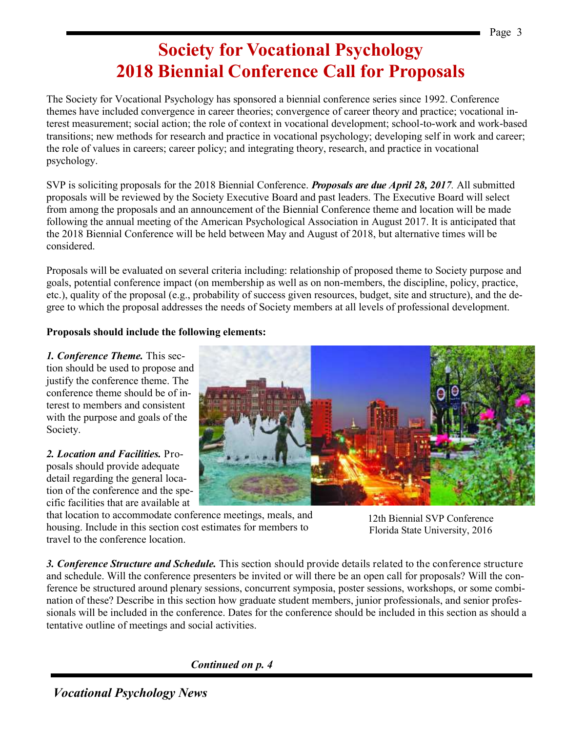# Society for Vocational Psychology 2018 Biennial Conference Call for Proposals

The Society for Vocational Psychology has sponsored a biennial conference series since 1992. Conference themes have included convergence in career theories; convergence of career theory and practice; vocational interest measurement; social action; the role of context in vocational development; school-to-work and work-based transitions; new methods for research and practice in vocational psychology; developing self in work and career; the role of values in careers; career policy; and integrating theory, research, and practice in vocational psychology.

SVP is soliciting proposals for the 2018 Biennial Conference. ***Proposals are due April 28, 2017***. All submitted proposals will be reviewed by the Society Executive Board and past leaders. The Executive Board will select from among the proposals and an announcement of the Biennial Conference theme and location will be made following the annual meeting of the American Psychological Association in August 2017. It is anticipated that the 2018 Biennial Conference will be held between May and August of 2018, but alternative times will be considered.

Proposals will be evaluated on several criteria including: relationship of proposed theme to Society purpose and goals, potential conference impact (on membership as well as on non-members, the discipline, policy, practice, etc.), quality of the proposal (e.g., probability of success given resources, budget, site and structure), and the degree to which the proposal addresses the needs of Society members at all levels of professional development.

**Proposals should include the following elements:**

***1. Conference Theme.*** This section should be used to propose and justify the conference theme. The conference theme should be of interest to members and consistent with the purpose and goals of the Society.

***2. Location and Facilities.*** Proposals should provide adequate detail regarding the general location of the conference and the specific facilities that are available at that location to accommodate conference meetings, meals, and housing. Include in this section cost estimates for members to travel to the conference location.

12th Biennial SVP Conference
Florida State University, 2016

***3. Conference Structure and Schedule.*** This section should provide details related to the conference structure and schedule. Will the conference presenters be invited or will there be an open call for proposals? Will the conference be structured around plenary sessions, concurrent symposia, poster sessions, workshops, or some combination of these? Describe in this section how graduate student members, junior professionals, and senior professionals will be included in the conference. Dates for the conference should be included in this section as should a tentative outline of meetings and social activities.

***Continued on p. 4***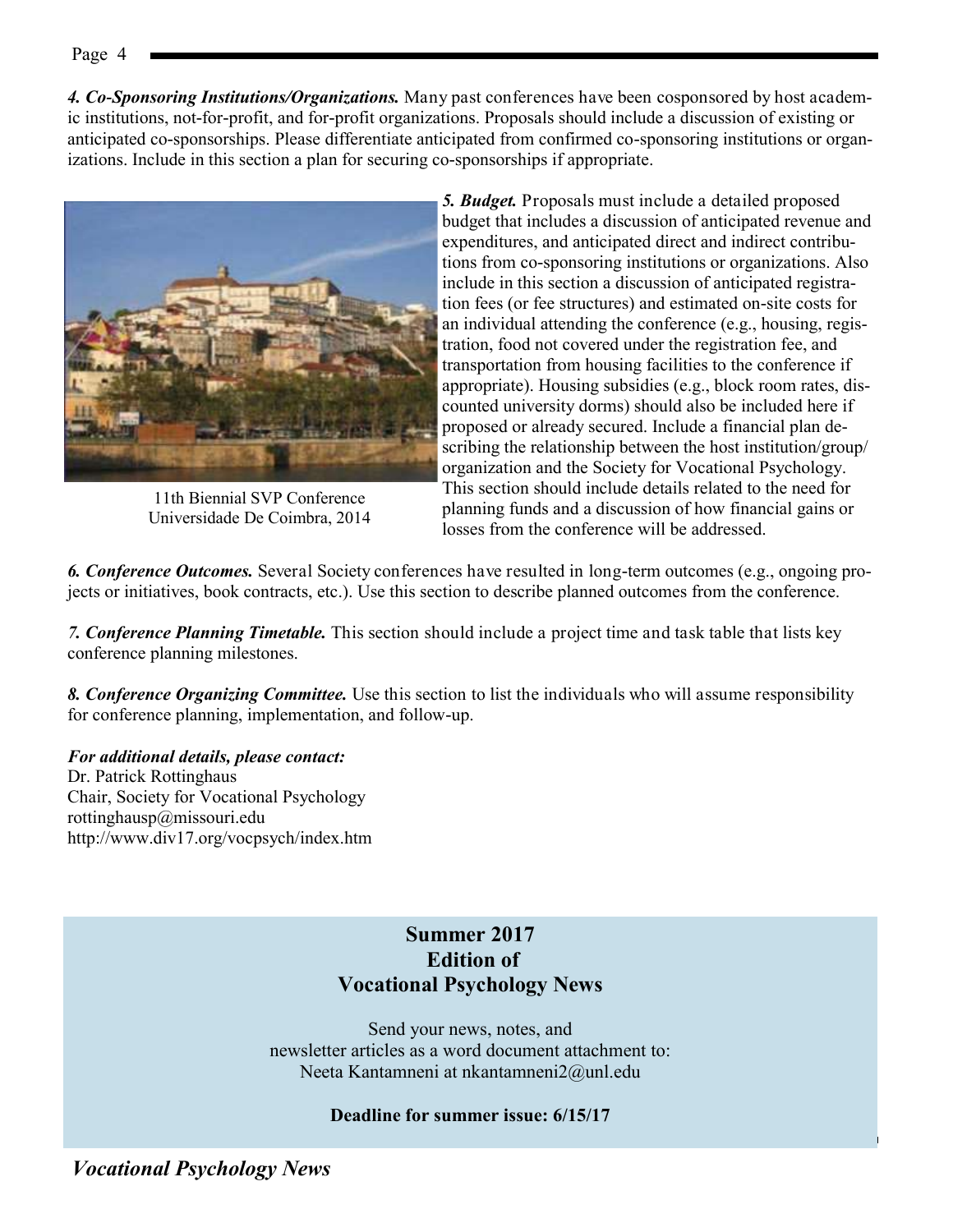***4. Co-Sponsoring Institutions/Organizations.*** Many past conferences have been cosponsored by host academic institutions, not-for-profit, and for-profit organizations. Proposals should include a discussion of existing or anticipated co-sponsorships. Please differentiate anticipated from confirmed co-sponsoring institutions or organizations. Include in this section a plan for securing co-sponsorships if appropriate.

11th Biennial SVP Conference
Universidade De Coimbra, 2014

***5. Budget.*** Proposals must include a detailed proposed budget that includes a discussion of anticipated revenue and expenditures, and anticipated direct and indirect contributions from co-sponsoring institutions or organizations. Also include in this section a discussion of anticipated registration fees (or fee structures) and estimated on-site costs for an individual attending the conference (e.g., housing, registration, food not covered under the registration fee, and transportation from housing facilities to the conference if appropriate). Housing subsidies (e.g., block room rates, discounted university dorms) should also be included here if proposed or already secured. Include a financial plan describing the relationship between the host institution/group/organization and the Society for Vocational Psychology. This section should include details related to the need for planning funds and a discussion of how financial gains or losses from the conference will be addressed.

***6. Conference Outcomes.*** Several Society conferences have resulted in long-term outcomes (e.g., ongoing projects or initiatives, book contracts, etc.). Use this section to describe planned outcomes from the conference.

***7. Conference Planning Timetable.*** This section should include a project time and task table that lists key conference planning milestones.

***8. Conference Organizing Committee.*** Use this section to list the individuals who will assume responsibility for conference planning, implementation, and follow-up.

***For additional details, please contact:***
Dr. Patrick Rottinghaus
Chair, Society for Vocational Psychology
rottinghausp@missouri.edu
http://www.div17.org/vocpsych/index.htm

**Summer 2017**
**Edition of**
**Vocational Psychology News**

Send your news, notes, and
newsletter articles as a word document attachment to:
Neeta Kantamneni at nkantamneni2@unl.edu

**Deadline for summer issue: 6/15/17**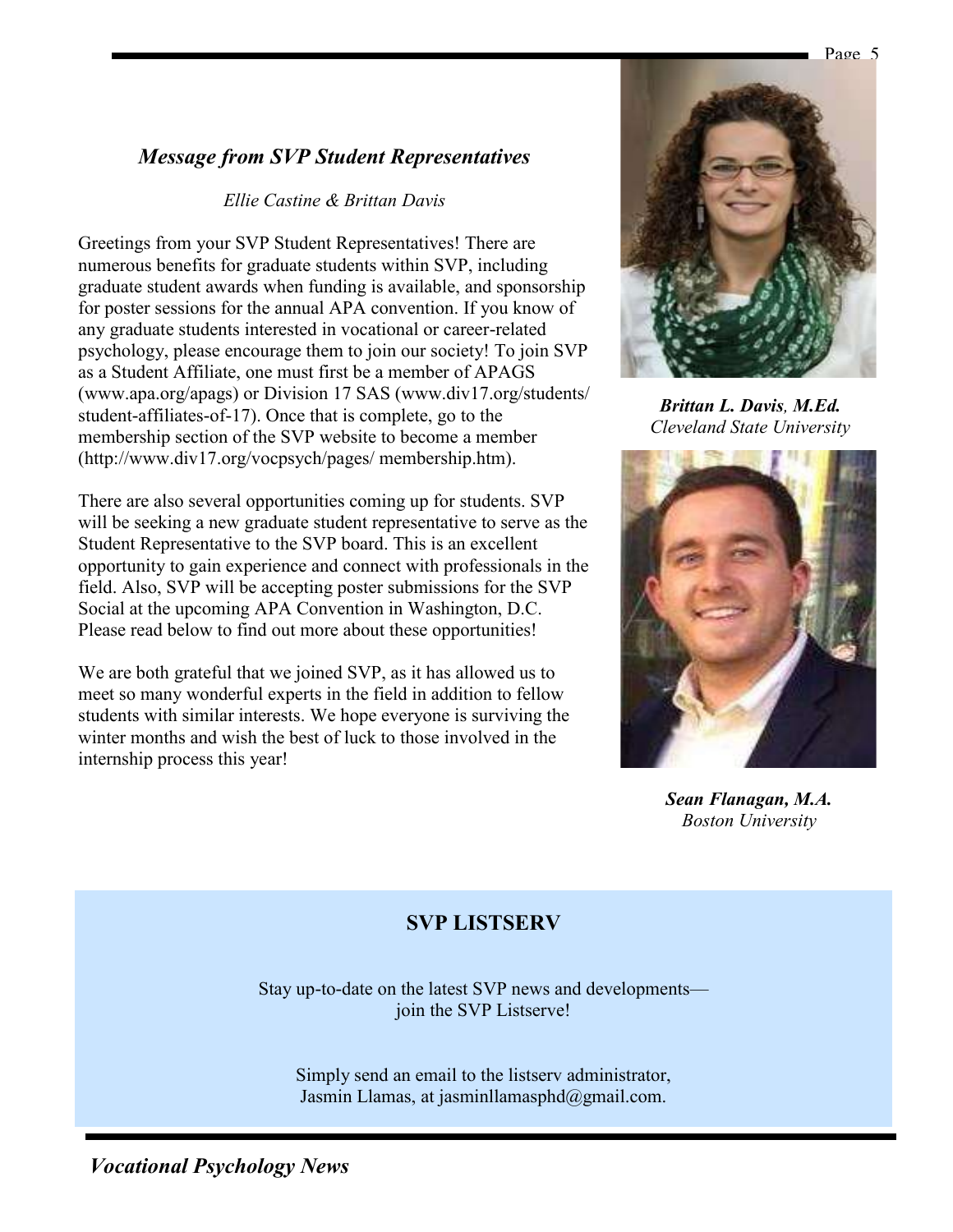### *Message from SVP Student Representatives*

*Ellie Castine & Brittan Davis*

Greetings from your SVP Student Representatives! There are numerous benefits for graduate students within SVP, including graduate student awards when funding is available, and sponsorship for poster sessions for the annual APA convention. If you know of any graduate students interested in vocational or career-related psychology, please encourage them to join our society! To join SVP as a Student Affiliate, one must first be a member of APAGS (www.apa.org/apags) or Division 17 SAS (www.div17.org/students/student-affiliates-of-17). Once that is complete, go to the membership section of the SVP website to become a member (http://www.div17.org/vocpsych/pages/ membership.htm).

There are also several opportunities coming up for students. SVP will be seeking a new graduate student representative to serve as the Student Representative to the SVP board. This is an excellent opportunity to gain experience and connect with professionals in the field. Also, SVP will be accepting poster submissions for the SVP Social at the upcoming APA Convention in Washington, D.C. Please read below to find out more about these opportunities!

We are both grateful that we joined SVP, as it has allowed us to meet so many wonderful experts in the field in addition to fellow students with similar interests. We hope everyone is surviving the winter months and wish the best of luck to those involved in the internship process this year!

***Brittan L. Davis, M.Ed.***
*Cleveland State University*

***Sean Flanagan, M.A.***
*Boston University*

## SVP LISTSERV

Stay up-to-date on the latest SVP news and developments— join the SVP Listserve!

Simply send an email to the listserv administrator, Jasmin Llamas, at jasminllamasphd@gmail.com.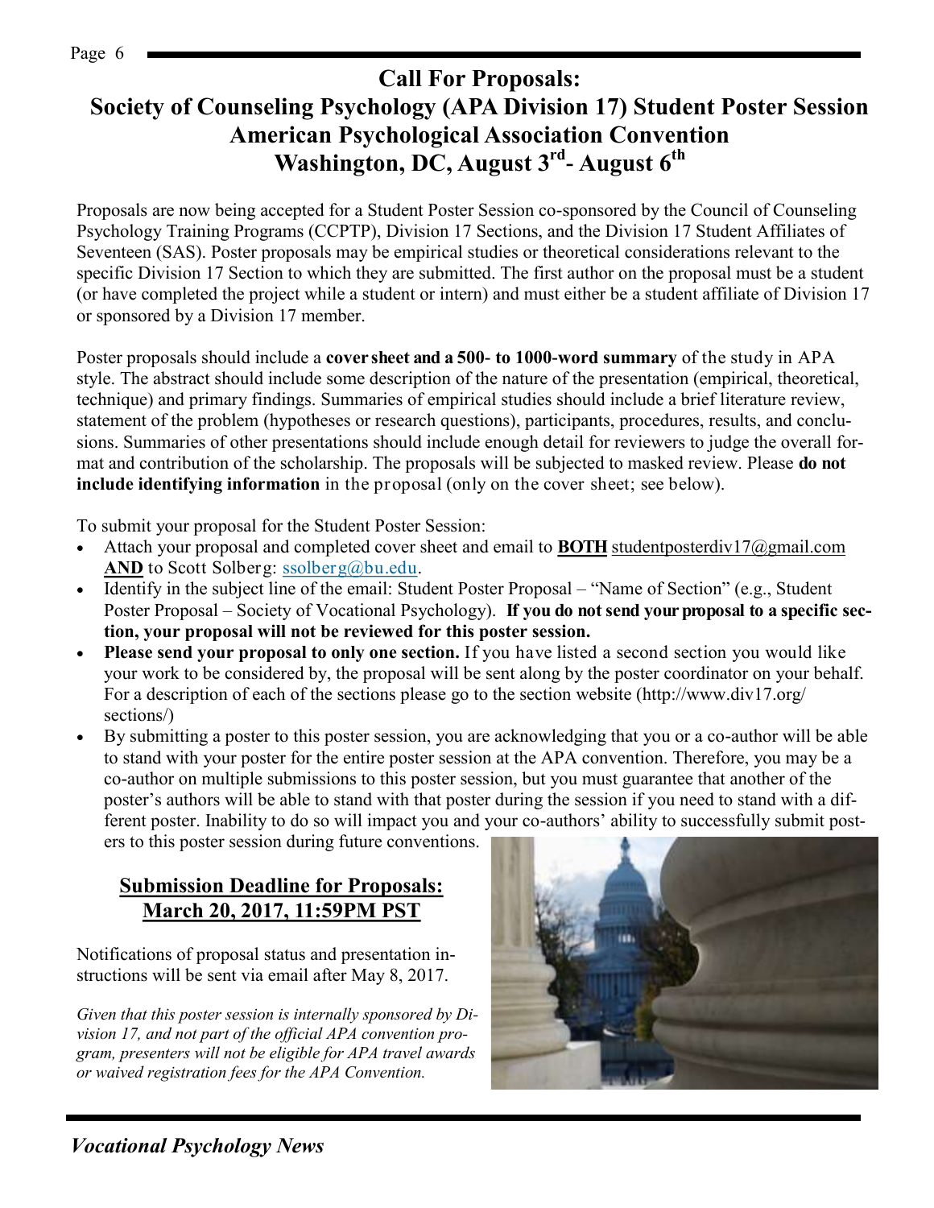# Call For Proposals:

# Society of Counseling Psychology (APA Division 17) Student Poster Session American Psychological Association Convention Washington, DC, August 3rd- August 6th

Proposals are now being accepted for a Student Poster Session co-sponsored by the Council of Counseling Psychology Training Programs (CCPTP), Division 17 Sections, and the Division 17 Student Affiliates of Seventeen (SAS). Poster proposals may be empirical studies or theoretical considerations relevant to the specific Division 17 Section to which they are submitted. The first author on the proposal must be a student (or have completed the project while a student or intern) and must either be a student affiliate of Division 17 or sponsored by a Division 17 member.

Poster proposals should include a **cover sheet and a 500- to 1000-word summary** of the study in APA style. The abstract should include some description of the nature of the presentation (empirical, theoretical, technique) and primary findings. Summaries of empirical studies should include a brief literature review, statement of the problem (hypotheses or research questions), participants, procedures, results, and conclusions. Summaries of other presentations should include enough detail for reviewers to judge the overall format and contribution of the scholarship. The proposals will be subjected to masked review. Please **do not include identifying information** in the proposal (only on the cover sheet; see below).

To submit your proposal for the Student Poster Session:

- Attach your proposal and completed cover sheet and email to **BOTH** studentposterdiv17@gmail.com **AND** to Scott Solberg: ssolberg@bu.edu.
- Identify in the subject line of the email: Student Poster Proposal – "Name of Section" (e.g., Student Poster Proposal – Society of Vocational Psychology). **If you do not send your proposal to a specific section, your proposal will not be reviewed for this poster session.**
- **Please send your proposal to only one section.** If you have listed a second section you would like your work to be considered by, the proposal will be sent along by the poster coordinator on your behalf. For a description of each of the sections please go to the section website (http://www.div17.org/sections/)
- By submitting a poster to this poster session, you are acknowledging that you or a co-author will be able to stand with your poster for the entire poster session at the APA convention. Therefore, you may be a co-author on multiple submissions to this poster session, but you must guarantee that another of the poster's authors will be able to stand with that poster during the session if you need to stand with a different poster. Inability to do so will impact you and your co-authors' ability to successfully submit posters to this poster session during future conventions.

## Submission Deadline for Proposals: March 20, 2017, 11:59PM PST

Notifications of proposal status and presentation instructions will be sent via email after May 8, 2017.

*Given that this poster session is internally sponsored by Division 17, and not part of the official APA convention program, presenters will not be eligible for APA travel awards or waived registration fees for the APA Convention.*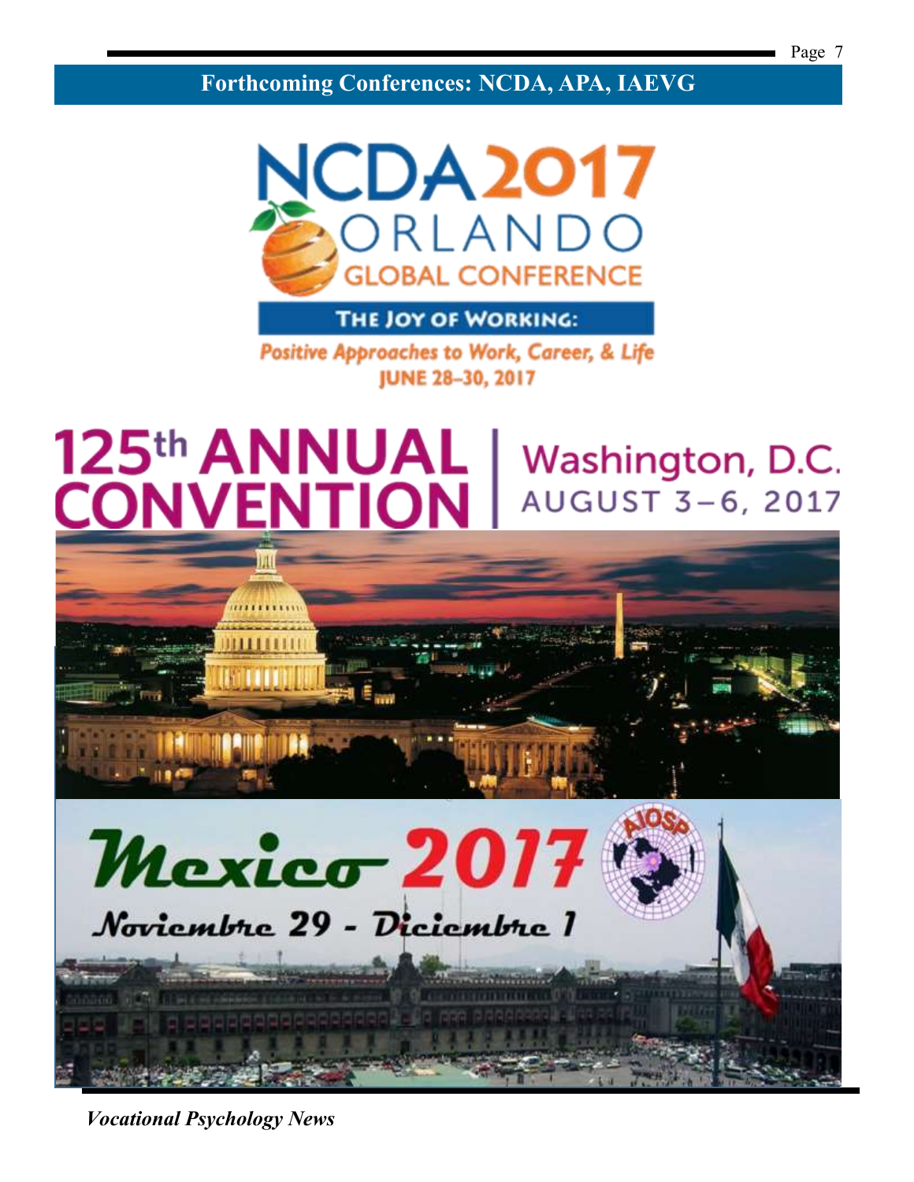## Forthcoming Conferences: NCDA, APA, IAEVG

NCDA 2017
ORLANDO
GLOBAL CONFERENCE

THE JOY OF WORKING:
*Positive Approaches to Work, Career, & Life*
JUNE 28–30, 2017

125th ANNUAL CONVENTION | Washington, D.C. AUGUST 3–6, 2017

Mexico 2017
Noviembre 29 - Diciembre 1

AIOSP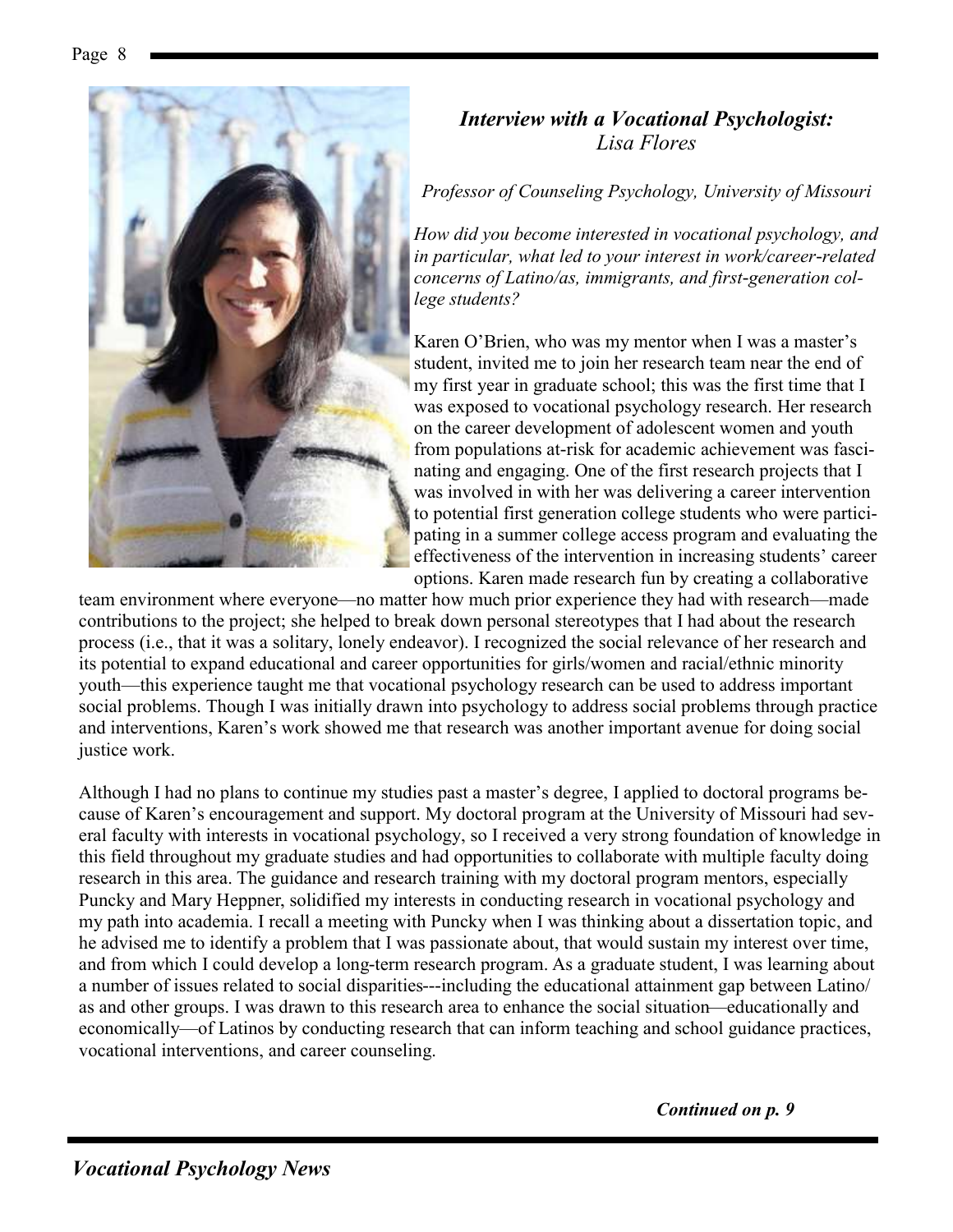## *Interview with a Vocational Psychologist: Lisa Flores*

*Professor of Counseling Psychology, University of Missouri*

*How did you become interested in vocational psychology, and in particular, what led to your interest in work/career-related concerns of Latino/as, immigrants, and first-generation college students?*

Karen O'Brien, who was my mentor when I was a master's student, invited me to join her research team near the end of my first year in graduate school; this was the first time that I was exposed to vocational psychology research. Her research on the career development of adolescent women and youth from populations at-risk for academic achievement was fascinating and engaging. One of the first research projects that I was involved in with her was delivering a career intervention to potential first generation college students who were participating in a summer college access program and evaluating the effectiveness of the intervention in increasing students' career options. Karen made research fun by creating a collaborative team environment where everyone—no matter how much prior experience they had with research—made contributions to the project; she helped to break down personal stereotypes that I had about the research process (i.e., that it was a solitary, lonely endeavor). I recognized the social relevance of her research and its potential to expand educational and career opportunities for girls/women and racial/ethnic minority youth—this experience taught me that vocational psychology research can be used to address important social problems. Though I was initially drawn into psychology to address social problems through practice and interventions, Karen's work showed me that research was another important avenue for doing social justice work.

Although I had no plans to continue my studies past a master's degree, I applied to doctoral programs because of Karen's encouragement and support. My doctoral program at the University of Missouri had several faculty with interests in vocational psychology, so I received a very strong foundation of knowledge in this field throughout my graduate studies and had opportunities to collaborate with multiple faculty doing research in this area. The guidance and research training with my doctoral program mentors, especially Puncky and Mary Heppner, solidified my interests in conducting research in vocational psychology and my path into academia. I recall a meeting with Puncky when I was thinking about a dissertation topic, and he advised me to identify a problem that I was passionate about, that would sustain my interest over time, and from which I could develop a long-term research program. As a graduate student, I was learning about a number of issues related to social disparities---including the educational attainment gap between Latino/as and other groups. I was drawn to this research area to enhance the social situation—educationally and economically—of Latinos by conducting research that can inform teaching and school guidance practices, vocational interventions, and career counseling.

***Continued on p. 9***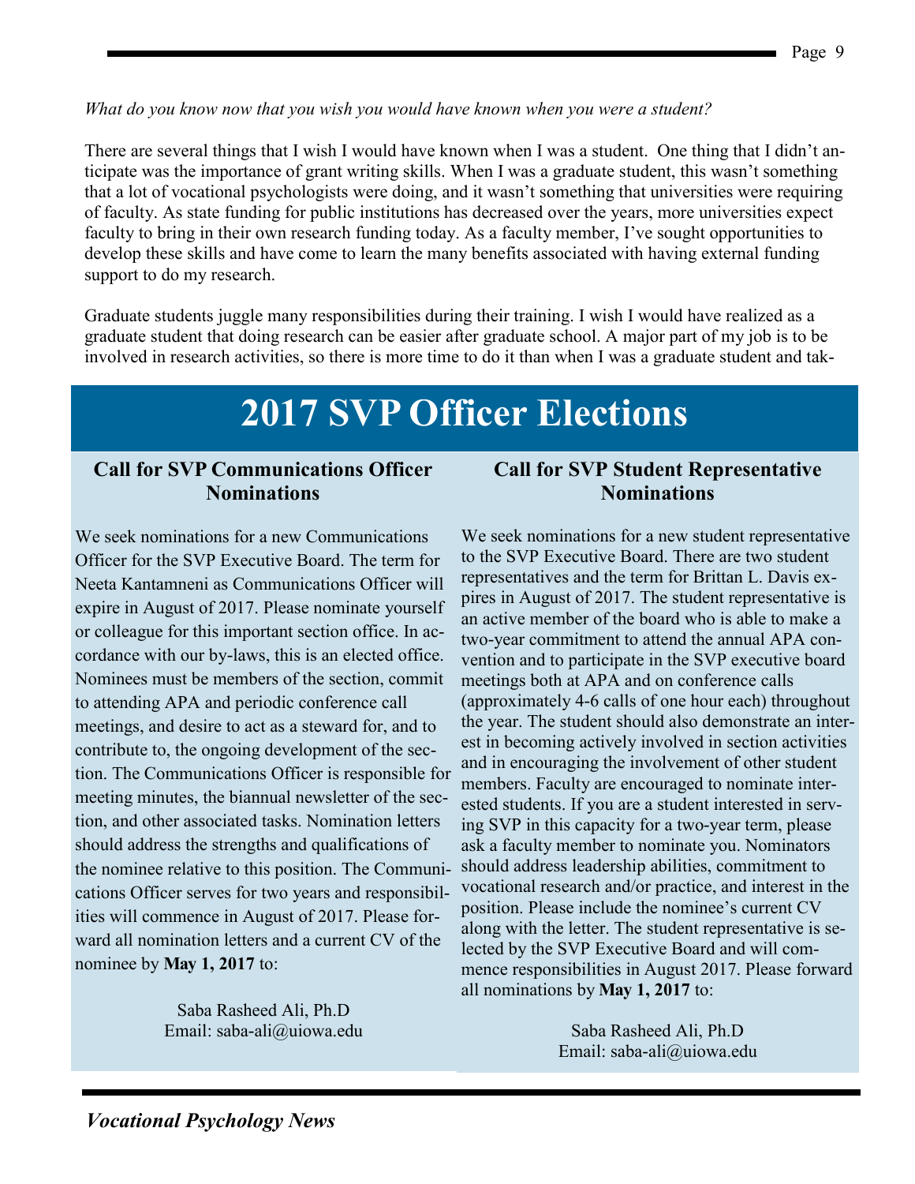*What do you know now that you wish you would have known when you were a student?*

There are several things that I wish I would have known when I was a student. One thing that I didn't anticipate was the importance of grant writing skills. When I was a graduate student, this wasn't something that a lot of vocational psychologists were doing, and it wasn't something that universities were requiring of faculty. As state funding for public institutions has decreased over the years, more universities expect faculty to bring in their own research funding today. As a faculty member, I've sought opportunities to develop these skills and have come to learn the many benefits associated with having external funding support to do my research.

Graduate students juggle many responsibilities during their training. I wish I would have realized as a graduate student that doing research can be easier after graduate school. A major part of my job is to be involved in research activities, so there is more time to do it than when I was a graduate student and tak-

# 2017 SVP Officer Elections

## Call for SVP Communications Officer Nominations

We seek nominations for a new Communications Officer for the SVP Executive Board. The term for Neeta Kantamneni as Communications Officer will expire in August of 2017. Please nominate yourself or colleague for this important section office. In accordance with our by-laws, this is an elected office. Nominees must be members of the section, commit to attending APA and periodic conference call meetings, and desire to act as a steward for, and to contribute to, the ongoing development of the section. The Communications Officer is responsible for meeting minutes, the biannual newsletter of the section, and other associated tasks. Nomination letters should address the strengths and qualifications of the nominee relative to this position. The Communications Officer serves for two years and responsibilities will commence in August of 2017. Please forward all nomination letters and a current CV of the nominee by **May 1, 2017** to:

Saba Rasheed Ali, Ph.D
Email: saba-ali@uiowa.edu

## Call for SVP Student Representative Nominations

We seek nominations for a new student representative to the SVP Executive Board. There are two student representatives and the term for Brittan L. Davis expires in August of 2017. The student representative is an active member of the board who is able to make a two-year commitment to attend the annual APA convention and to participate in the SVP executive board meetings both at APA and on conference calls (approximately 4-6 calls of one hour each) throughout the year. The student should also demonstrate an interest in becoming actively involved in section activities and in encouraging the involvement of other student members. Faculty are encouraged to nominate interested students. If you are a student interested in serving SVP in this capacity for a two-year term, please ask a faculty member to nominate you. Nominators should address leadership abilities, commitment to vocational research and/or practice, and interest in the position. Please include the nominee's current CV along with the letter. The student representative is selected by the SVP Executive Board and will commence responsibilities in August 2017. Please forward all nominations by **May 1, 2017** to:

Saba Rasheed Ali, Ph.D
Email: saba-ali@uiowa.edu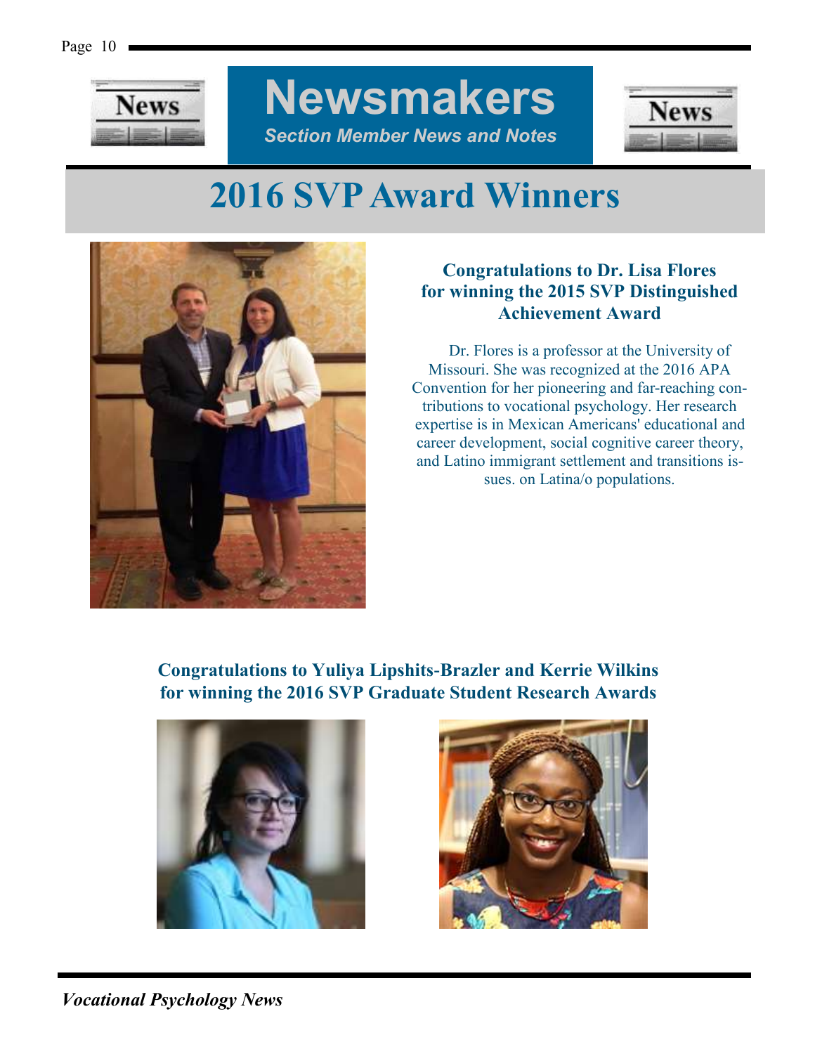# Newsmakers

*Section Member News and Notes*

## 2016 SVP Award Winners

### Congratulations to Dr. Lisa Flores for winning the 2015 SVP Distinguished Achievement Award

Dr. Flores is a professor at the University of Missouri. She was recognized at the 2016 APA Convention for her pioneering and far-reaching contributions to vocational psychology. Her research expertise is in Mexican Americans' educational and career development, social cognitive career theory, and Latino immigrant settlement and transitions issues. on Latina/o populations.

### Congratulations to Yuliya Lipshits-Brazler and Kerrie Wilkins for winning the 2016 SVP Graduate Student Research Awards

*Vocational Psychology News*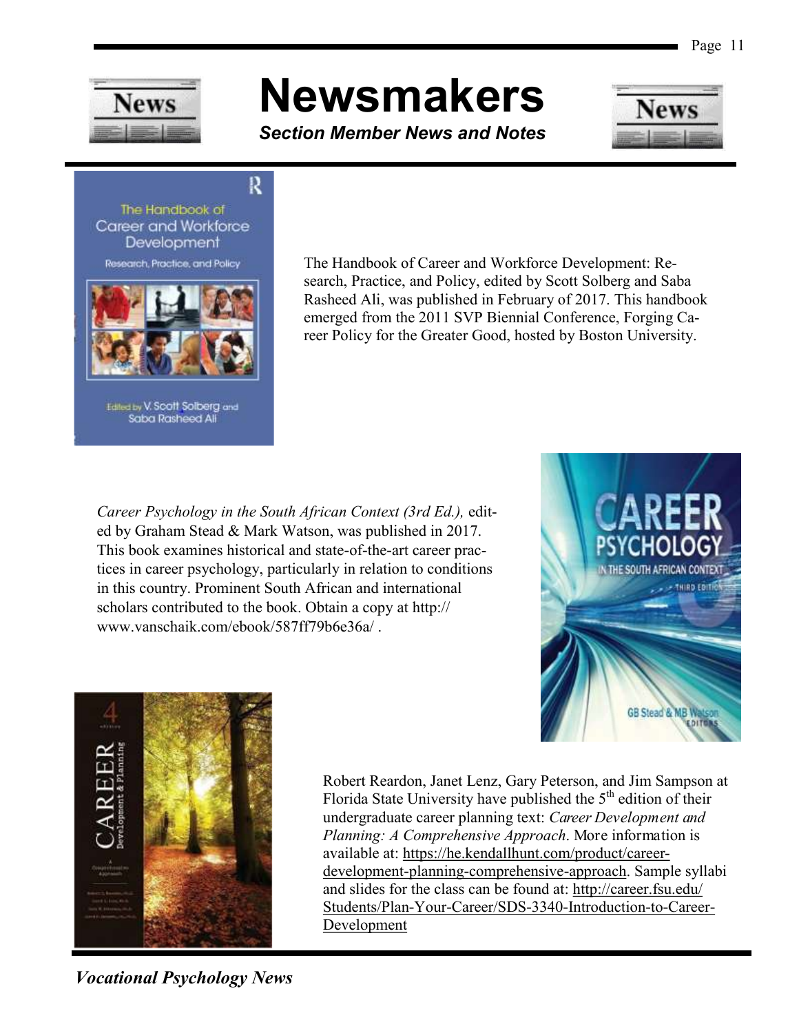# Newsmakers

***Section Member News and Notes***

The Handbook of Career and Workforce Development: Research, Practice, and Policy, edited by Scott Solberg and Saba Rasheed Ali, was published in February of 2017. This handbook emerged from the 2011 SVP Biennial Conference, Forging Career Policy for the Greater Good, hosted by Boston University.

*Career Psychology in the South African Context (3rd Ed.),* edited by Graham Stead & Mark Watson, was published in 2017. This book examines historical and state-of-the-art career practices in career psychology, particularly in relation to conditions in this country. Prominent South African and international scholars contributed to the book. Obtain a copy at http://www.vanschaik.com/ebook/587ff79b6e36a/ .

Robert Reardon, Janet Lenz, Gary Peterson, and Jim Sampson at Florida State University have published the 5th edition of their undergraduate career planning text: *Career Development and Planning: A Comprehensive Approach*. More information is available at: https://he.kendallhunt.com/product/career-development-planning-comprehensive-approach. Sample syllabi and slides for the class can be found at: http://career.fsu.edu/Students/Plan-Your-Career/SDS-3340-Introduction-to-Career-Development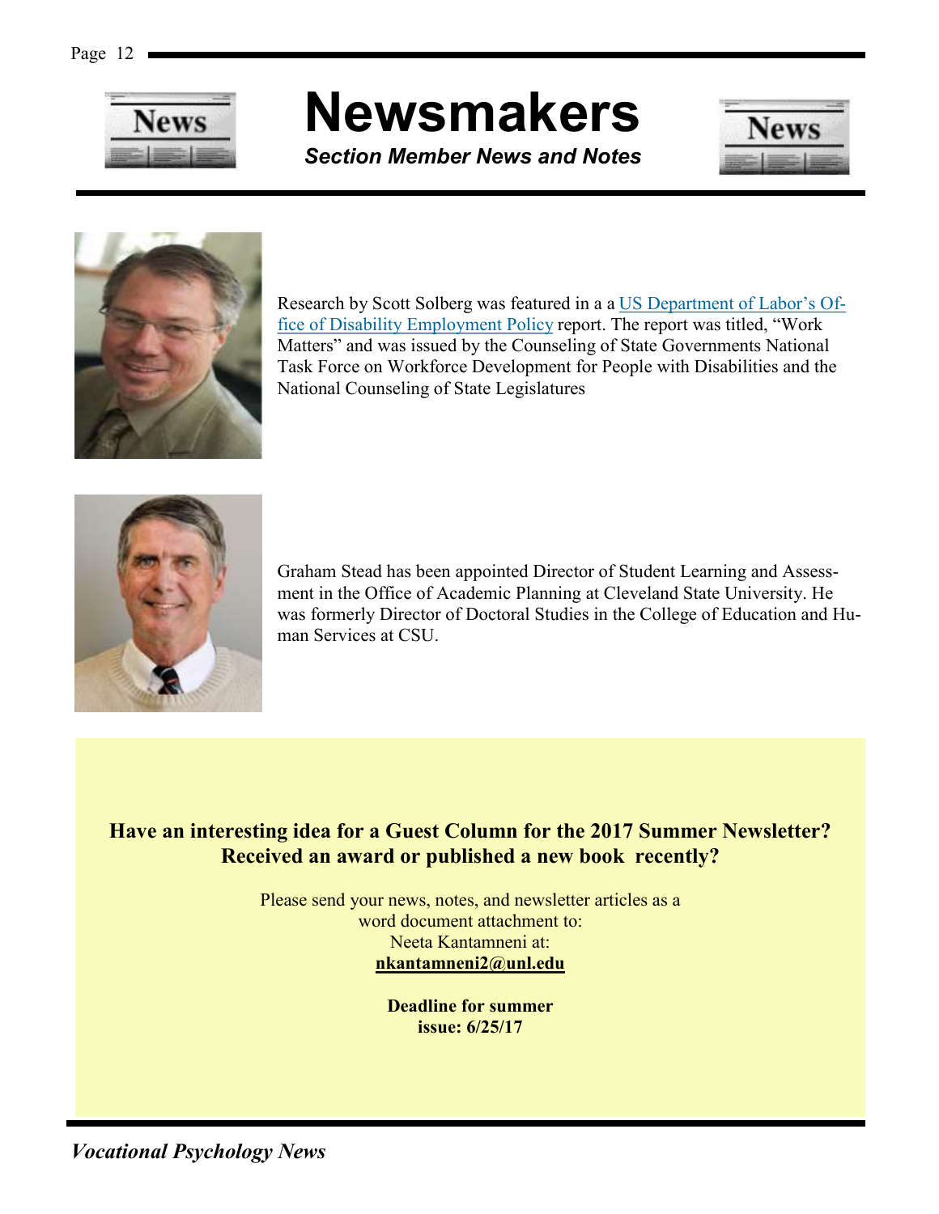# Newsmakers

***Section Member News and Notes***

Research by Scott Solberg was featured in a a US Department of Labor's Office of Disability Employment Policy report. The report was titled, "Work Matters" and was issued by the Counseling of State Governments National Task Force on Workforce Development for People with Disabilities and the National Counseling of State Legislatures

Graham Stead has been appointed Director of Student Learning and Assessment in the Office of Academic Planning at Cleveland State University. He was formerly Director of Doctoral Studies in the College of Education and Human Services at CSU.

**Have an interesting idea for a Guest Column for the 2017 Summer Newsletter? Received an award or published a new book recently?**

Please send your news, notes, and newsletter articles as a word document attachment to:
Neeta Kantamneni at:
**nkantamneni2@unl.edu**

**Deadline for summer issue: 6/25/17**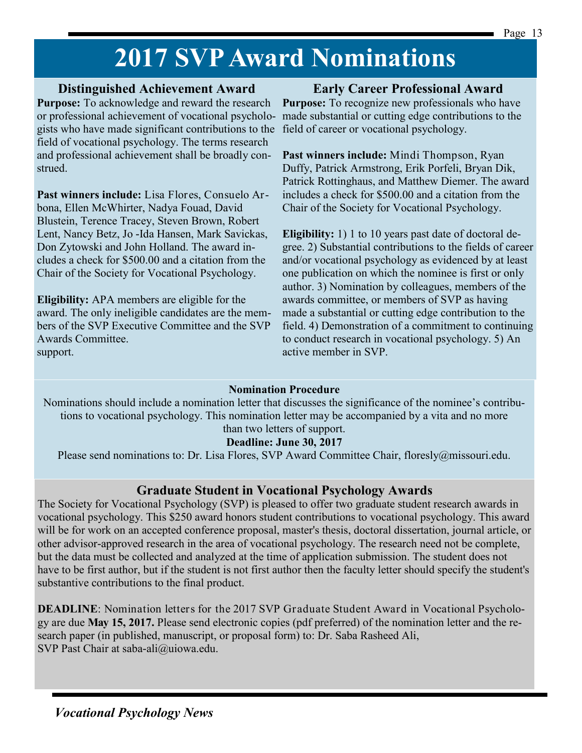# 2017 SVP Award Nominations

## Distinguished Achievement Award

**Purpose:** To acknowledge and reward the research or professional achievement of vocational psychologists who have made significant contributions to the field of vocational psychology. The terms research and professional achievement shall be broadly construed.

**Past winners include:** Lisa Flores, Consuelo Arbona, Ellen McWhirter, Nadya Fouad, David Blustein, Terence Tracey, Steven Brown, Robert Lent, Nancy Betz, Jo -Ida Hansen, Mark Savickas, Don Zytowski and John Holland. The award includes a check for $500.00 and a citation from the Chair of the Society for Vocational Psychology.

**Eligibility:** APA members are eligible for the award. The only ineligible candidates are the members of the SVP Executive Committee and the SVP Awards Committee.
support.

## Early Career Professional Award

**Purpose:** To recognize new professionals who have made substantial or cutting edge contributions to the field of career or vocational psychology.

**Past winners include:** Mindi Thompson, Ryan Duffy, Patrick Armstrong, Erik Porfeli, Bryan Dik, Patrick Rottinghaus, and Matthew Diemer. The award includes a check for $500.00 and a citation from the Chair of the Society for Vocational Psychology.

**Eligibility:** 1) 1 to 10 years past date of doctoral degree. 2) Substantial contributions to the fields of career and/or vocational psychology as evidenced by at least one publication on which the nominee is first or only author. 3) Nomination by colleagues, members of the awards committee, or members of SVP as having made a substantial or cutting edge contribution to the field. 4) Demonstration of a commitment to continuing to conduct research in vocational psychology. 5) An active member in SVP.

**Nomination Procedure**

Nominations should include a nomination letter that discusses the significance of the nominee's contributions to vocational psychology. This nomination letter may be accompanied by a vita and no more than two letters of support.

**Deadline: June 30, 2017**

Please send nominations to: Dr. Lisa Flores, SVP Award Committee Chair, floresly@missouri.edu.

## Graduate Student in Vocational Psychology Awards

The Society for Vocational Psychology (SVP) is pleased to offer two graduate student research awards in vocational psychology. This $250 award honors student contributions to vocational psychology. This award will be for work on an accepted conference proposal, master's thesis, doctoral dissertation, journal article, or other advisor-approved research in the area of vocational psychology. The research need not be complete, but the data must be collected and analyzed at the time of application submission. The student does not have to be first author, but if the student is not first author then the faculty letter should specify the student's substantive contributions to the final product.

**DEADLINE**: Nomination letters for the 2017 SVP Graduate Student Award in Vocational Psychology are due **May 15, 2017.** Please send electronic copies (pdf preferred) of the nomination letter and the research paper (in published, manuscript, or proposal form) to: Dr. Saba Rasheed Ali, SVP Past Chair at saba-ali@uiowa.edu.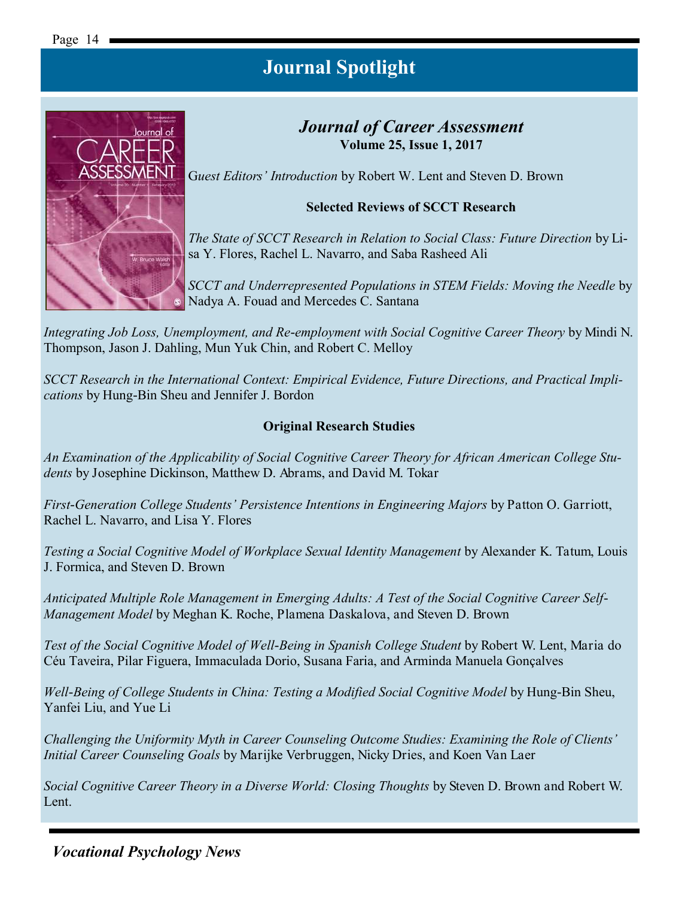# Journal Spotlight

## *Journal of Career Assessment*

**Volume 25, Issue 1, 2017**

*Guest Editors' Introduction* by Robert W. Lent and Steven D. Brown

### Selected Reviews of SCCT Research

*The State of SCCT Research in Relation to Social Class: Future Direction* by Lisa Y. Flores, Rachel L. Navarro, and Saba Rasheed Ali

*SCCT and Underrepresented Populations in STEM Fields: Moving the Needle* by Nadya A. Fouad and Mercedes C. Santana

*Integrating Job Loss, Unemployment, and Re-employment with Social Cognitive Career Theory* by Mindi N. Thompson, Jason J. Dahling, Mun Yuk Chin, and Robert C. Melloy

*SCCT Research in the International Context: Empirical Evidence, Future Directions, and Practical Implications* by Hung-Bin Sheu and Jennifer J. Bordon

### Original Research Studies

*An Examination of the Applicability of Social Cognitive Career Theory for African American College Students* by Josephine Dickinson, Matthew D. Abrams, and David M. Tokar

*First-Generation College Students' Persistence Intentions in Engineering Majors* by Patton O. Garriott, Rachel L. Navarro, and Lisa Y. Flores

*Testing a Social Cognitive Model of Workplace Sexual Identity Management* by Alexander K. Tatum, Louis J. Formica, and Steven D. Brown

*Anticipated Multiple Role Management in Emerging Adults: A Test of the Social Cognitive Career Self-Management Model* by Meghan K. Roche, Plamena Daskalova, and Steven D. Brown

*Test of the Social Cognitive Model of Well-Being in Spanish College Student* by Robert W. Lent, Maria do Céu Taveira, Pilar Figuera, Immaculada Dorio, Susana Faria, and Arminda Manuela Gonçalves

*Well-Being of College Students in China: Testing a Modified Social Cognitive Model* by Hung-Bin Sheu, Yanfei Liu, and Yue Li

*Challenging the Uniformity Myth in Career Counseling Outcome Studies: Examining the Role of Clients' Initial Career Counseling Goals* by Marijke Verbruggen, Nicky Dries, and Koen Van Laer

*Social Cognitive Career Theory in a Diverse World: Closing Thoughts* by Steven D. Brown and Robert W. Lent.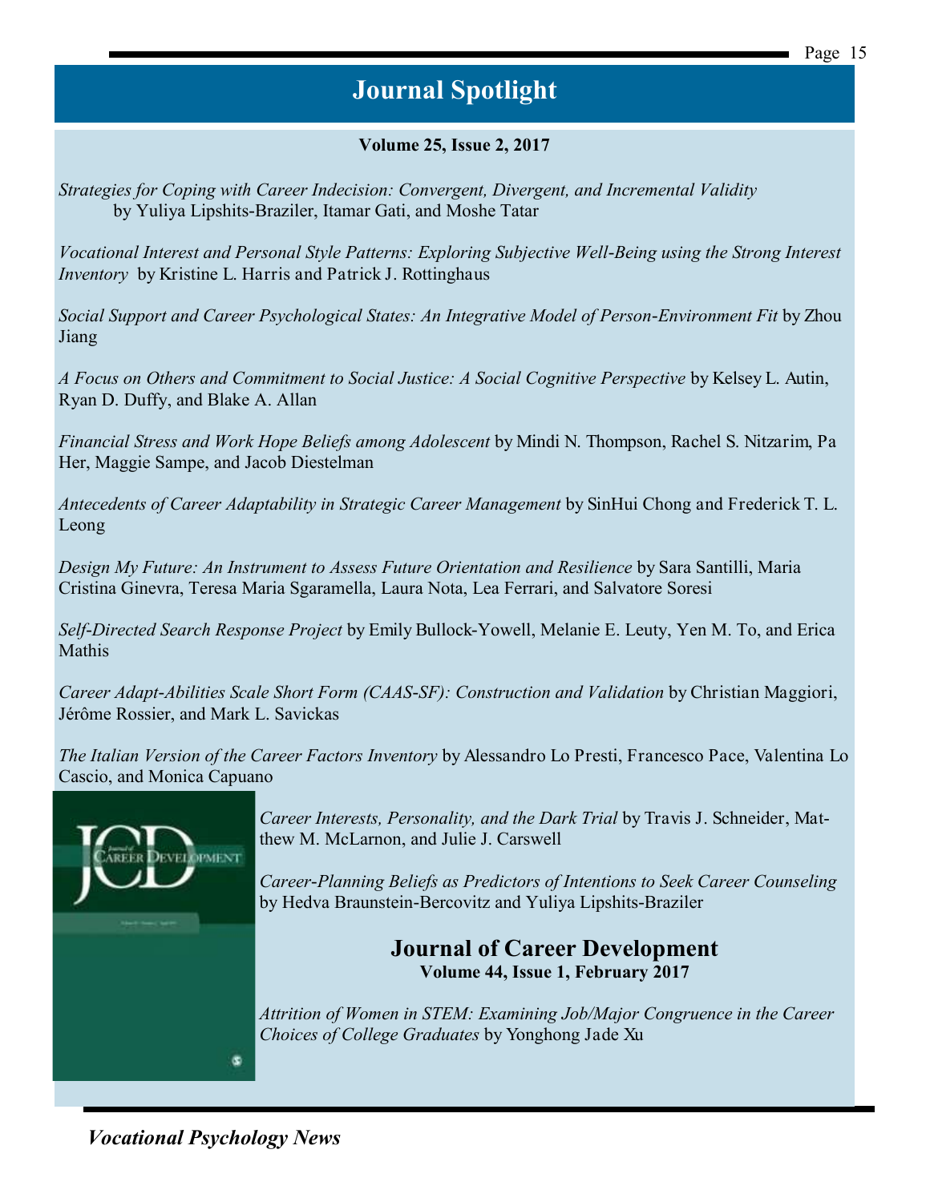# Journal Spotlight

**Volume 25, Issue 2, 2017**

*Strategies for Coping with Career Indecision: Convergent, Divergent, and Incremental Validity* by Yuliya Lipshits-Braziler, Itamar Gati, and Moshe Tatar

*Vocational Interest and Personal Style Patterns: Exploring Subjective Well-Being using the Strong Interest Inventory* by Kristine L. Harris and Patrick J. Rottinghaus

*Social Support and Career Psychological States: An Integrative Model of Person-Environment Fit* by Zhou Jiang

*A Focus on Others and Commitment to Social Justice: A Social Cognitive Perspective* by Kelsey L. Autin, Ryan D. Duffy, and Blake A. Allan

*Financial Stress and Work Hope Beliefs among Adolescent* by Mindi N. Thompson, Rachel S. Nitzarim, Pa Her, Maggie Sampe, and Jacob Diestelman

*Antecedents of Career Adaptability in Strategic Career Management* by SinHui Chong and Frederick T. L. Leong

*Design My Future: An Instrument to Assess Future Orientation and Resilience* by Sara Santilli, Maria Cristina Ginevra, Teresa Maria Sgaramella, Laura Nota, Lea Ferrari, and Salvatore Soresi

*Self-Directed Search Response Project* by Emily Bullock-Yowell, Melanie E. Leuty, Yen M. To, and Erica Mathis

*Career Adapt-Abilities Scale Short Form (CAAS-SF): Construction and Validation* by Christian Maggiori, Jérôme Rossier, and Mark L. Savickas

*The Italian Version of the Career Factors Inventory* by Alessandro Lo Presti, Francesco Pace, Valentina Lo Cascio, and Monica Capuano

*Career Interests, Personality, and the Dark Trial* by Travis J. Schneider, Matthew M. McLarnon, and Julie J. Carswell

*Career-Planning Beliefs as Predictors of Intentions to Seek Career Counseling* by Hedva Braunstein-Bercovitz and Yuliya Lipshits-Braziler

## Journal of Career Development

**Volume 44, Issue 1, February 2017**

*Attrition of Women in STEM: Examining Job/Major Congruence in the Career Choices of College Graduates* by Yonghong Jade Xu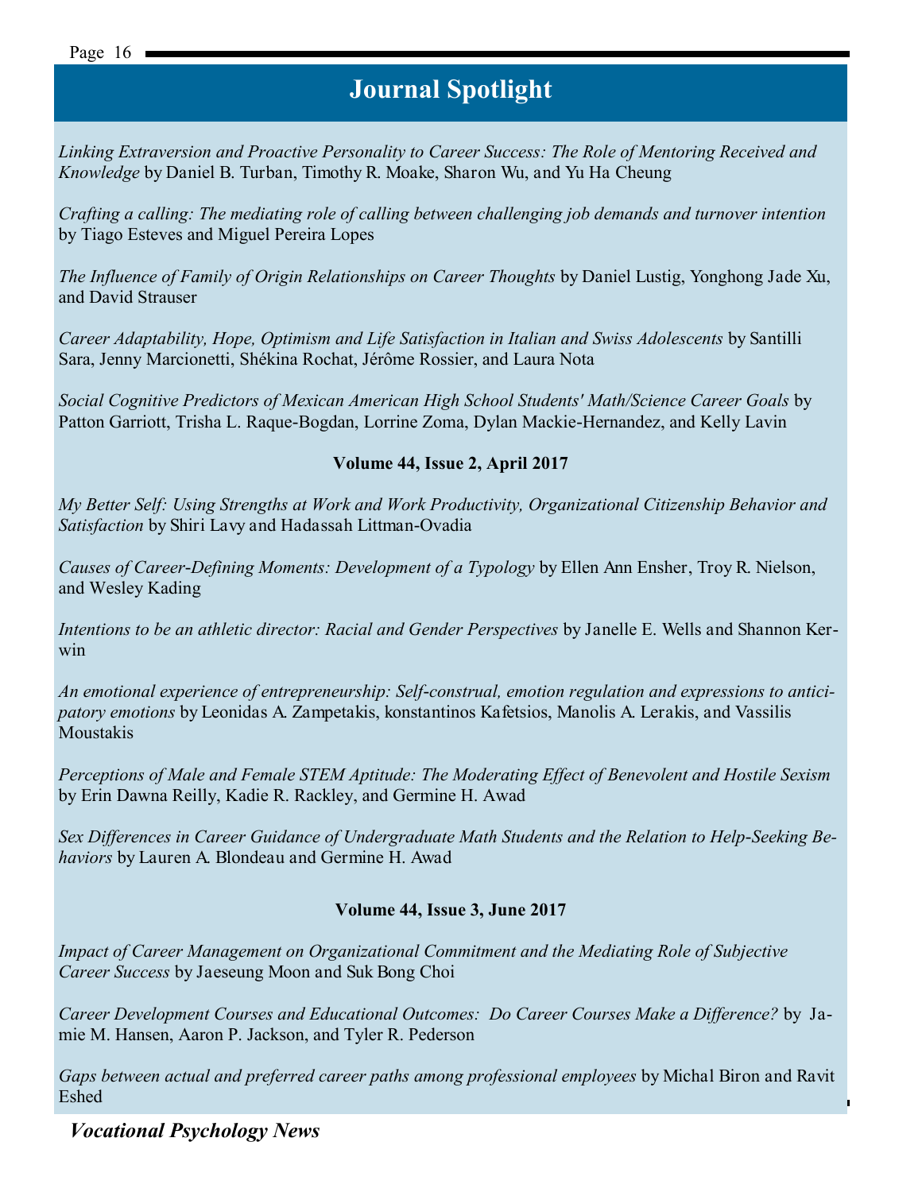## Journal Spotlight

*Linking Extraversion and Proactive Personality to Career Success: The Role of Mentoring Received and Knowledge* by Daniel B. Turban, Timothy R. Moake, Sharon Wu, and Yu Ha Cheung

*Crafting a calling: The mediating role of calling between challenging job demands and turnover intention* by Tiago Esteves and Miguel Pereira Lopes

*The Influence of Family of Origin Relationships on Career Thoughts* by Daniel Lustig, Yonghong Jade Xu, and David Strauser

*Career Adaptability, Hope, Optimism and Life Satisfaction in Italian and Swiss Adolescents* by Santilli Sara, Jenny Marcionetti, Shékina Rochat, Jérôme Rossier, and Laura Nota

*Social Cognitive Predictors of Mexican American High School Students' Math/Science Career Goals* by Patton Garriott, Trisha L. Raque-Bogdan, Lorrine Zoma, Dylan Mackie-Hernandez, and Kelly Lavin

**Volume 44, Issue 2, April 2017**

*My Better Self: Using Strengths at Work and Work Productivity, Organizational Citizenship Behavior and Satisfaction* by Shiri Lavy and Hadassah Littman-Ovadia

*Causes of Career-Defining Moments: Development of a Typology* by Ellen Ann Ensher, Troy R. Nielson, and Wesley Kading

*Intentions to be an athletic director: Racial and Gender Perspectives* by Janelle E. Wells and Shannon Kerwin

*An emotional experience of entrepreneurship: Self-construal, emotion regulation and expressions to anticipatory emotions* by Leonidas A. Zampetakis, konstantinos Kafetsios, Manolis A. Lerakis, and Vassilis Moustakis

*Perceptions of Male and Female STEM Aptitude: The Moderating Effect of Benevolent and Hostile Sexism* by Erin Dawna Reilly, Kadie R. Rackley, and Germine H. Awad

*Sex Differences in Career Guidance of Undergraduate Math Students and the Relation to Help-Seeking Behaviors* by Lauren A. Blondeau and Germine H. Awad

**Volume 44, Issue 3, June 2017**

*Impact of Career Management on Organizational Commitment and the Mediating Role of Subjective Career Success* by Jaeseung Moon and Suk Bong Choi

*Career Development Courses and Educational Outcomes: Do Career Courses Make a Difference?* by Jamie M. Hansen, Aaron P. Jackson, and Tyler R. Pederson

*Gaps between actual and preferred career paths among professional employees* by Michal Biron and Ravit Eshed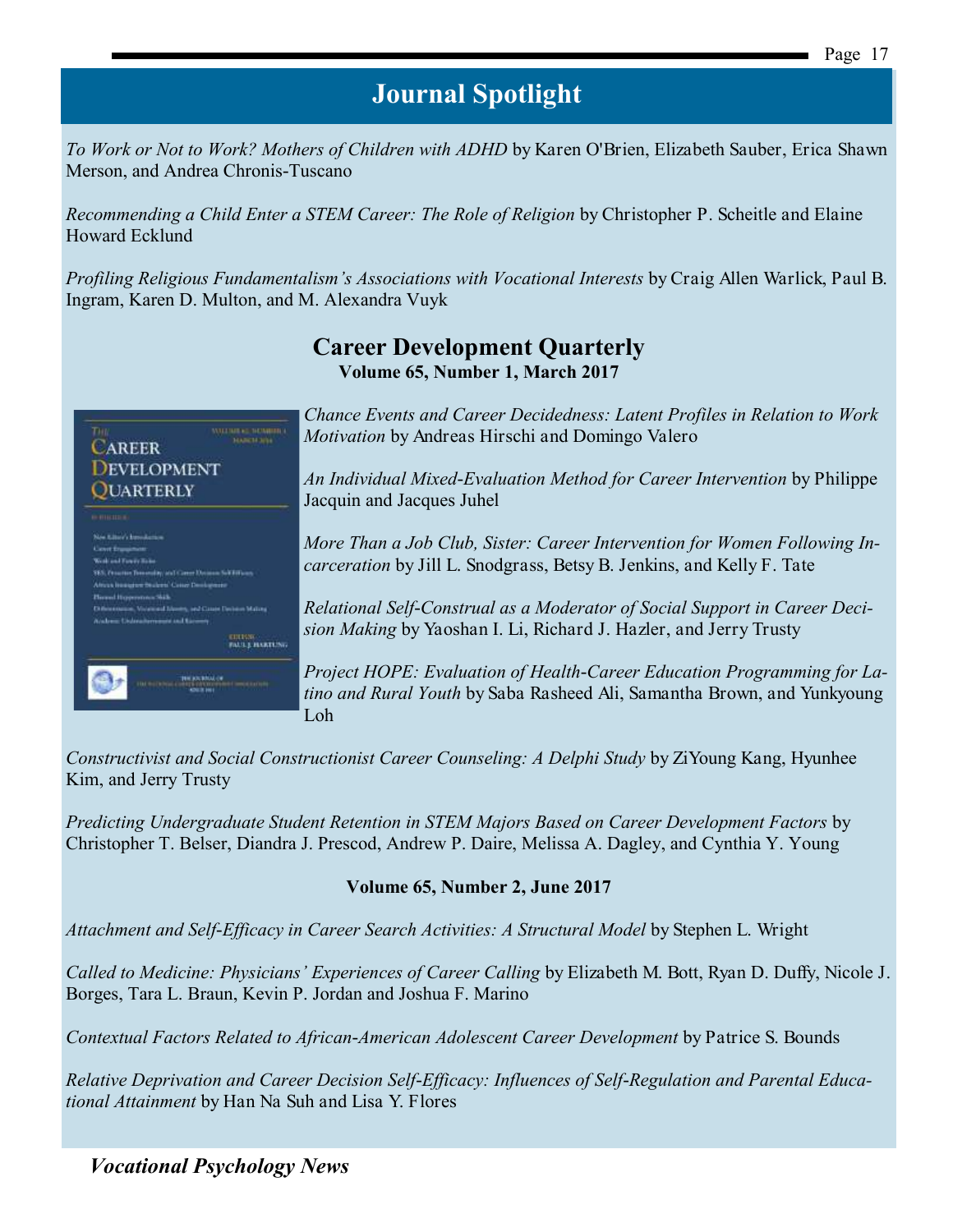## Journal Spotlight

*To Work or Not to Work? Mothers of Children with ADHD* by Karen O'Brien, Elizabeth Sauber, Erica Shawn Merson, and Andrea Chronis-Tuscano

*Recommending a Child Enter a STEM Career: The Role of Religion* by Christopher P. Scheitle and Elaine Howard Ecklund

*Profiling Religious Fundamentalism's Associations with Vocational Interests* by Craig Allen Warlick, Paul B. Ingram, Karen D. Multon, and M. Alexandra Vuyk

### Career Development Quarterly

**Volume 65, Number 1, March 2017**

*Chance Events and Career Decidedness: Latent Profiles in Relation to Work Motivation* by Andreas Hirschi and Domingo Valero

*An Individual Mixed-Evaluation Method for Career Intervention* by Philippe Jacquin and Jacques Juhel

*More Than a Job Club, Sister: Career Intervention for Women Following Incarceration* by Jill L. Snodgrass, Betsy B. Jenkins, and Kelly F. Tate

*Relational Self-Construal as a Moderator of Social Support in Career Decision Making* by Yaoshan I. Li, Richard J. Hazler, and Jerry Trusty

*Project HOPE: Evaluation of Health-Career Education Programming for Latino and Rural Youth* by Saba Rasheed Ali, Samantha Brown, and Yunkyoung Loh

*Constructivist and Social Constructionist Career Counseling: A Delphi Study* by ZiYoung Kang, Hyunhee Kim, and Jerry Trusty

*Predicting Undergraduate Student Retention in STEM Majors Based on Career Development Factors* by Christopher T. Belser, Diandra J. Prescod, Andrew P. Daire, Melissa A. Dagley, and Cynthia Y. Young

**Volume 65, Number 2, June 2017**

*Attachment and Self-Efficacy in Career Search Activities: A Structural Model* by Stephen L. Wright

*Called to Medicine: Physicians' Experiences of Career Calling* by Elizabeth M. Bott, Ryan D. Duffy, Nicole J. Borges, Tara L. Braun, Kevin P. Jordan and Joshua F. Marino

*Contextual Factors Related to African-American Adolescent Career Development* by Patrice S. Bounds

*Relative Deprivation and Career Decision Self-Efficacy: Influences of Self-Regulation and Parental Educational Attainment* by Han Na Suh and Lisa Y. Flores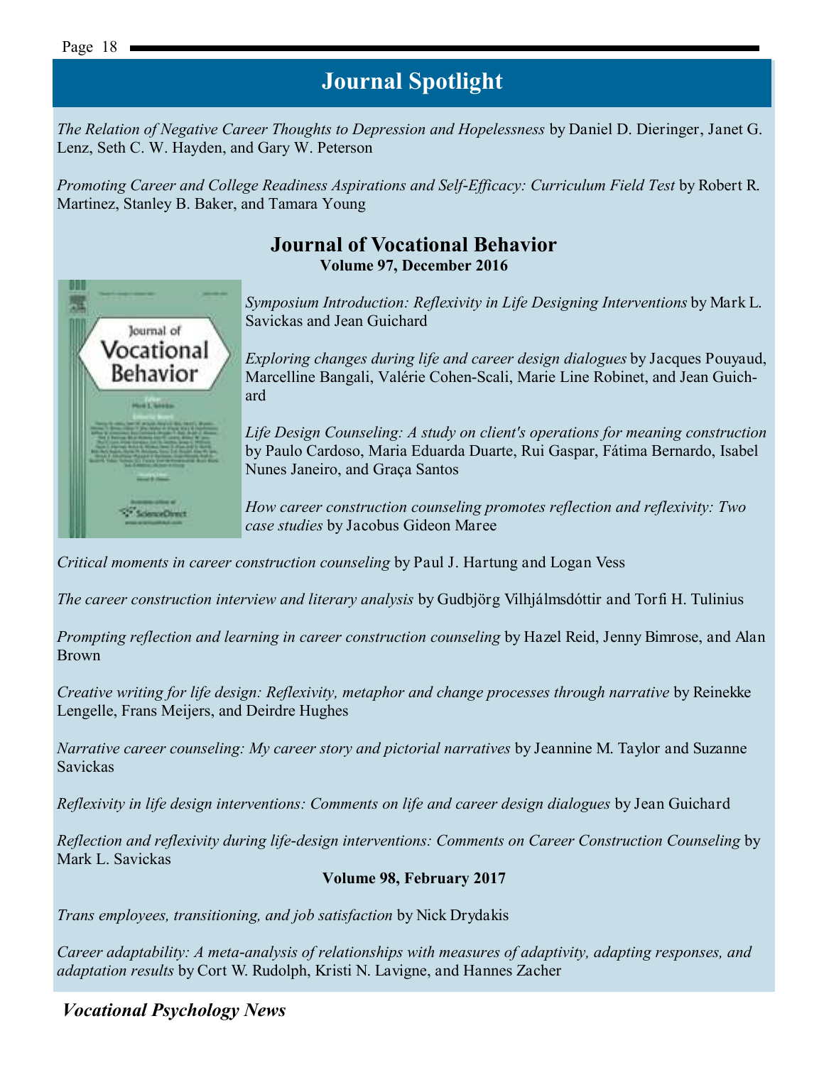## Journal Spotlight

*The Relation of Negative Career Thoughts to Depression and Hopelessness* by Daniel D. Dieringer, Janet G. Lenz, Seth C. W. Hayden, and Gary W. Peterson

*Promoting Career and College Readiness Aspirations and Self-Efficacy: Curriculum Field Test* by Robert R. Martinez, Stanley B. Baker, and Tamara Young

### Journal of Vocational Behavior

**Volume 97, December 2016**

*Symposium Introduction: Reflexivity in Life Designing Interventions* by Mark L. Savickas and Jean Guichard

*Exploring changes during life and career design dialogues* by Jacques Pouyaud, Marcelline Bangali, Valérie Cohen-Scali, Marie Line Robinet, and Jean Guichard

*Life Design Counseling: A study on client's operations for meaning construction* by Paulo Cardoso, Maria Eduarda Duarte, Rui Gaspar, Fátima Bernardo, Isabel Nunes Janeiro, and Graça Santos

*How career construction counseling promotes reflection and reflexivity: Two case studies* by Jacobus Gideon Maree

*Critical moments in career construction counseling* by Paul J. Hartung and Logan Vess

*The career construction interview and literary analysis* by Gudbjörg Vilhjálmsdóttir and Torfi H. Tulinius

*Prompting reflection and learning in career construction counseling* by Hazel Reid, Jenny Bimrose, and Alan Brown

*Creative writing for life design: Reflexivity, metaphor and change processes through narrative* by Reinekke Lengelle, Frans Meijers, and Deirdre Hughes

*Narrative career counseling: My career story and pictorial narratives* by Jeannine M. Taylor and Suzanne Savickas

*Reflexivity in life design interventions: Comments on life and career design dialogues* by Jean Guichard

*Reflection and reflexivity during life-design interventions: Comments on Career Construction Counseling* by Mark L. Savickas

**Volume 98, February 2017**

*Trans employees, transitioning, and job satisfaction* by Nick Drydakis

*Career adaptability: A meta-analysis of relationships with measures of adaptivity, adapting responses, and adaptation results* by Cort W. Rudolph, Kristi N. Lavigne, and Hannes Zacher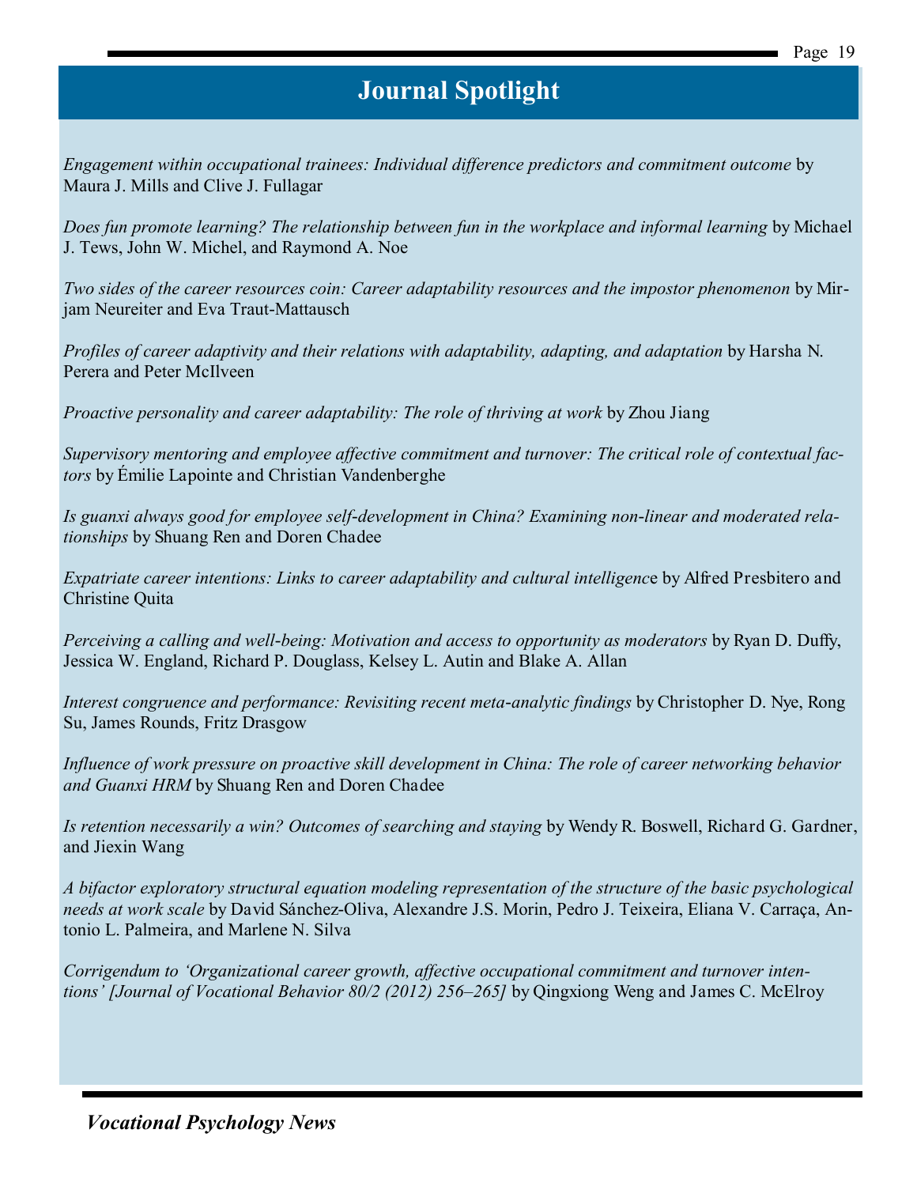# Journal Spotlight

*Engagement within occupational trainees: Individual difference predictors and commitment outcome* by Maura J. Mills and Clive J. Fullagar

*Does fun promote learning? The relationship between fun in the workplace and informal learning* by Michael J. Tews, John W. Michel, and Raymond A. Noe

*Two sides of the career resources coin: Career adaptability resources and the impostor phenomenon* by Mirjam Neureiter and Eva Traut-Mattausch

*Profiles of career adaptivity and their relations with adaptability, adapting, and adaptation* by Harsha N. Perera and Peter McIlveen

*Proactive personality and career adaptability: The role of thriving at work* by Zhou Jiang

*Supervisory mentoring and employee affective commitment and turnover: The critical role of contextual factors* by Émilie Lapointe and Christian Vandenberghe

*Is guanxi always good for employee self-development in China? Examining non-linear and moderated relationships* by Shuang Ren and Doren Chadee

*Expatriate career intentions: Links to career adaptability and cultural intelligence* by Alfred Presbitero and Christine Quita

*Perceiving a calling and well-being: Motivation and access to opportunity as moderators* by Ryan D. Duffy, Jessica W. England, Richard P. Douglass, Kelsey L. Autin and Blake A. Allan

*Interest congruence and performance: Revisiting recent meta-analytic findings* by Christopher D. Nye, Rong Su, James Rounds, Fritz Drasgow

*Influence of work pressure on proactive skill development in China: The role of career networking behavior and Guanxi HRM* by Shuang Ren and Doren Chadee

*Is retention necessarily a win? Outcomes of searching and staying* by Wendy R. Boswell, Richard G. Gardner, and Jiexin Wang

*A bifactor exploratory structural equation modeling representation of the structure of the basic psychological needs at work scale* by David Sánchez-Oliva, Alexandre J.S. Morin, Pedro J. Teixeira, Eliana V. Carraça, Antonio L. Palmeira, and Marlene N. Silva

*Corrigendum to 'Organizational career growth, affective occupational commitment and turnover intentions' [Journal of Vocational Behavior 80/2 (2012) 256–265]* by Qingxiong Weng and James C. McElroy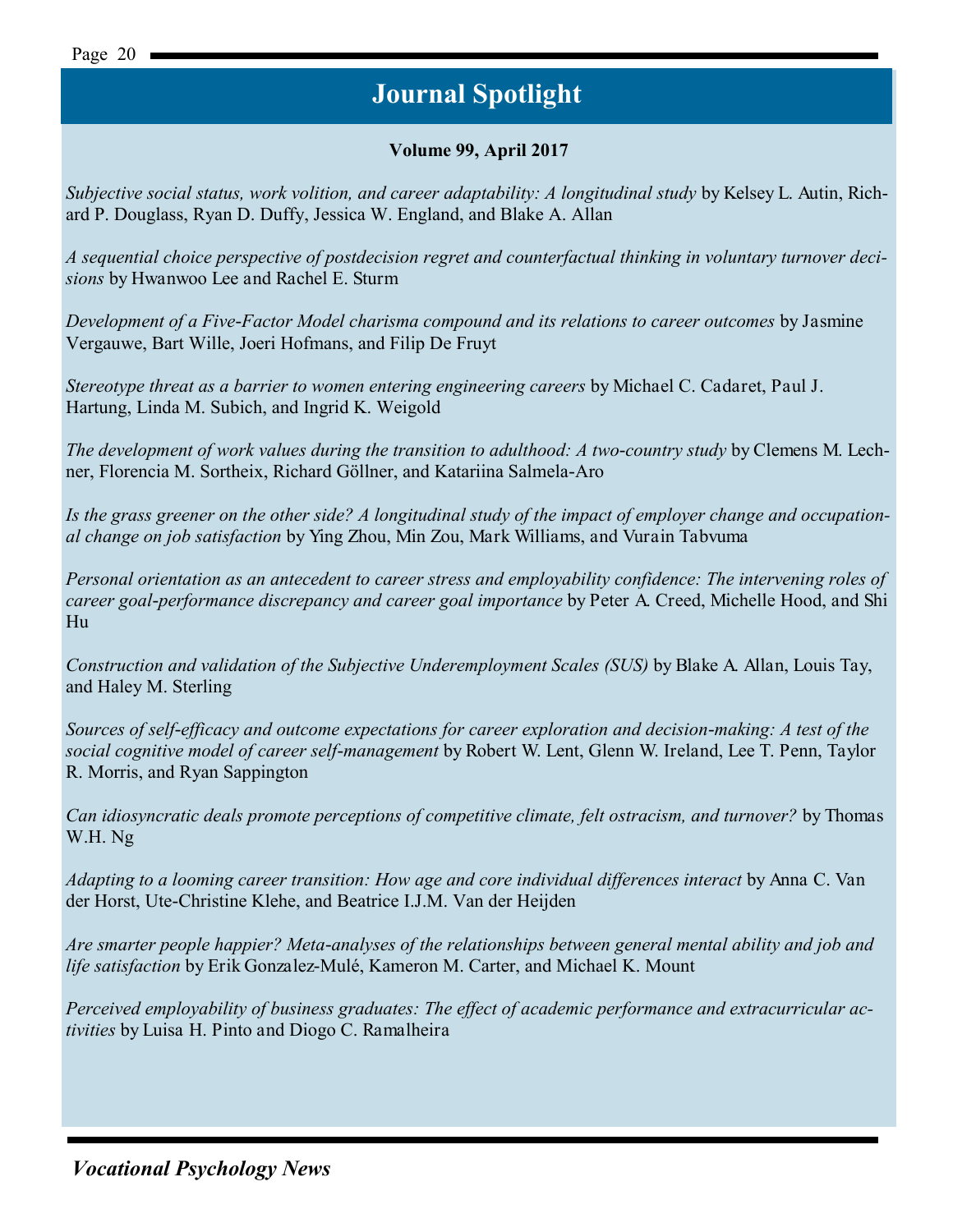# Journal Spotlight

**Volume 99, April 2017**

*Subjective social status, work volition, and career adaptability: A longitudinal study* by Kelsey L. Autin, Richard P. Douglass, Ryan D. Duffy, Jessica W. England, and Blake A. Allan

*A sequential choice perspective of postdecision regret and counterfactual thinking in voluntary turnover decisions* by Hwanwoo Lee and Rachel E. Sturm

*Development of a Five-Factor Model charisma compound and its relations to career outcomes* by Jasmine Vergauwe, Bart Wille, Joeri Hofmans, and Filip De Fruyt

*Stereotype threat as a barrier to women entering engineering careers* by Michael C. Cadaret, Paul J. Hartung, Linda M. Subich, and Ingrid K. Weigold

*The development of work values during the transition to adulthood: A two-country study* by Clemens M. Lechner, Florencia M. Sortheix, Richard Göllner, and Katariina Salmela-Aro

*Is the grass greener on the other side? A longitudinal study of the impact of employer change and occupational change on job satisfaction* by Ying Zhou, Min Zou, Mark Williams, and Vurain Tabvuma

*Personal orientation as an antecedent to career stress and employability confidence: The intervening roles of career goal-performance discrepancy and career goal importance* by Peter A. Creed, Michelle Hood, and Shi Hu

*Construction and validation of the Subjective Underemployment Scales (SUS)* by Blake A. Allan, Louis Tay, and Haley M. Sterling

*Sources of self-efficacy and outcome expectations for career exploration and decision-making: A test of the social cognitive model of career self-management* by Robert W. Lent, Glenn W. Ireland, Lee T. Penn, Taylor R. Morris, and Ryan Sappington

*Can idiosyncratic deals promote perceptions of competitive climate, felt ostracism, and turnover?* by Thomas W.H. Ng

*Adapting to a looming career transition: How age and core individual differences interact* by Anna C. Van der Horst, Ute-Christine Klehe, and Beatrice I.J.M. Van der Heijden

*Are smarter people happier? Meta-analyses of the relationships between general mental ability and job and life satisfaction* by Erik Gonzalez-Mulé, Kameron M. Carter, and Michael K. Mount

*Perceived employability of business graduates: The effect of academic performance and extracurricular activities* by Luisa H. Pinto and Diogo C. Ramalheira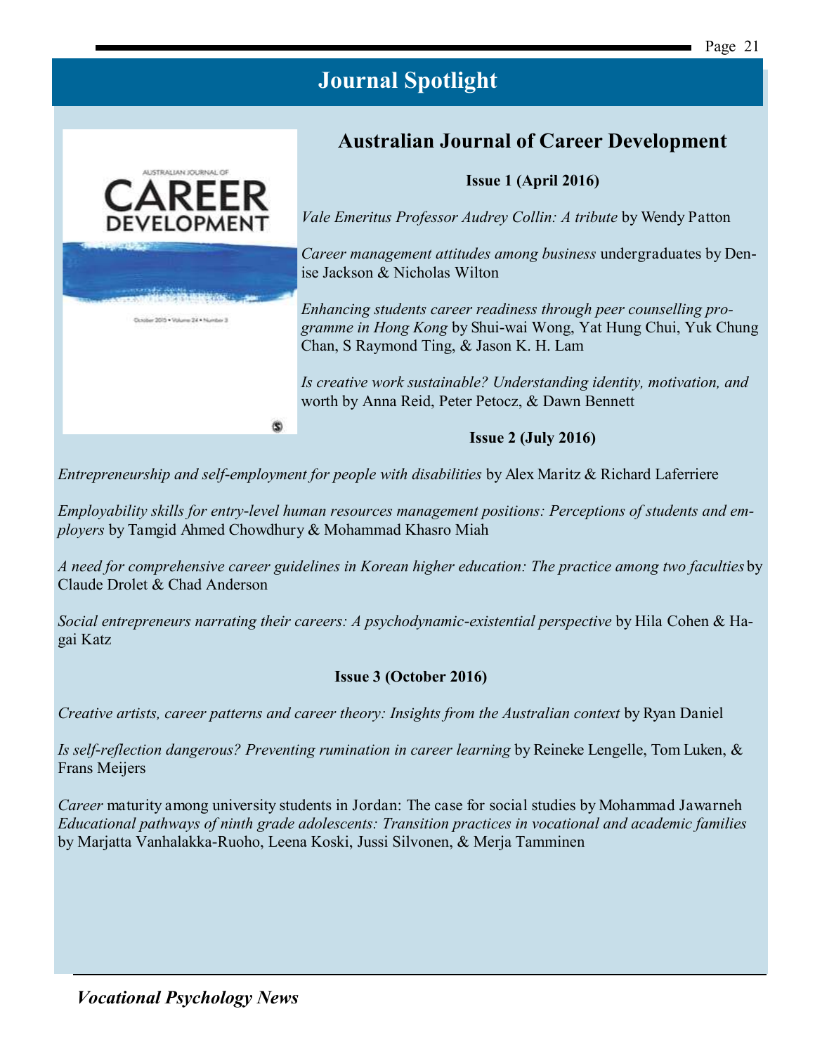# Journal Spotlight

## Australian Journal of Career Development

### Issue 1 (April 2016)

*Vale Emeritus Professor Audrey Collin: A tribute* by Wendy Patton

*Career management attitudes among business* undergraduates by Denise Jackson & Nicholas Wilton

*Enhancing students career readiness through peer counselling programme in Hong Kong* by Shui-wai Wong, Yat Hung Chui, Yuk Chung Chan, S Raymond Ting, & Jason K. H. Lam

*Is creative work sustainable? Understanding identity, motivation, and* worth by Anna Reid, Peter Petocz, & Dawn Bennett

### Issue 2 (July 2016)

*Entrepreneurship and self-employment for people with disabilities* by Alex Maritz & Richard Laferriere

*Employability skills for entry-level human resources management positions: Perceptions of students and employers* by Tamgid Ahmed Chowdhury & Mohammad Khasro Miah

*A need for comprehensive career guidelines in Korean higher education: The practice among two faculties* by Claude Drolet & Chad Anderson

*Social entrepreneurs narrating their careers: A psychodynamic-existential perspective* by Hila Cohen & Hagai Katz

### Issue 3 (October 2016)

*Creative artists, career patterns and career theory: Insights from the Australian context* by Ryan Daniel

*Is self-reflection dangerous? Preventing rumination in career learning* by Reineke Lengelle, Tom Luken, & Frans Meijers

*Career* maturity among university students in Jordan: The case for social studies by Mohammad Jawarneh

*Educational pathways of ninth grade adolescents: Transition practices in vocational and academic families* by Marjatta Vanhalakka-Ruoho, Leena Koski, Jussi Silvonen, & Merja Tamminen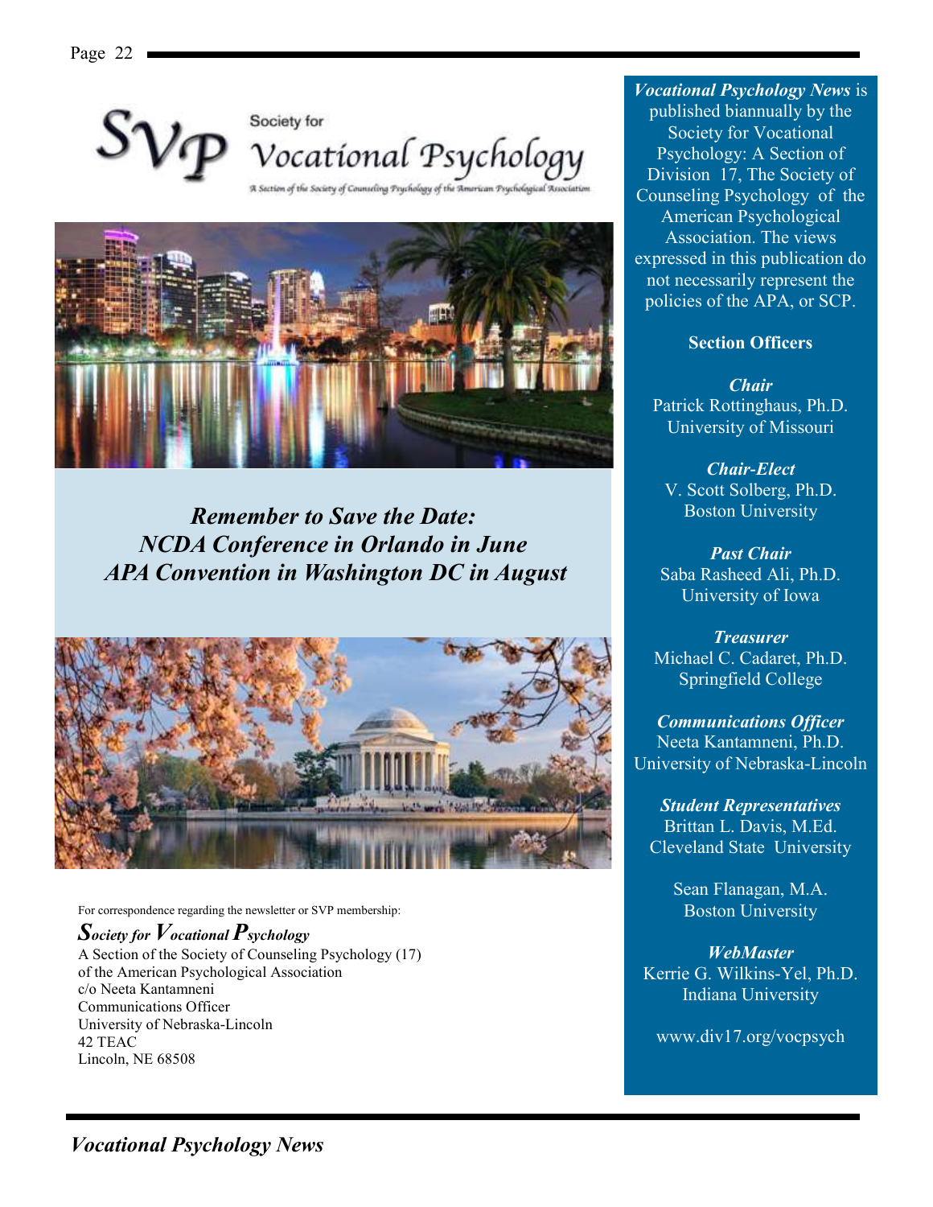Society for

# Vocational Psychology

A Section of the Society of Counseling Psychology of the American Psychological Association

***Remember to Save the Date:***
***NCDA Conference in Orlando in June***
***APA Convention in Washington DC in August***

For correspondence regarding the newsletter or SVP membership:

***Society for Vocational Psychology***
A Section of the Society of Counseling Psychology (17)
of the American Psychological Association
c/o Neeta Kantamneni
Communications Officer
University of Nebraska-Lincoln
42 TEAC
Lincoln, NE 68508

***Vocational Psychology News*** is published biannually by the Society for Vocational Psychology: A Section of Division 17, The Society of Counseling Psychology of the American Psychological Association. The views expressed in this publication do not necessarily represent the policies of the APA, or SCP.

**Section Officers**

***Chair***
Patrick Rottinghaus, Ph.D.
University of Missouri

***Chair-Elect***
V. Scott Solberg, Ph.D.
Boston University

***Past Chair***
Saba Rasheed Ali, Ph.D.
University of Iowa

***Treasurer***
Michael C. Cadaret, Ph.D.
Springfield College

***Communications Officer***
Neeta Kantamneni, Ph.D.
University of Nebraska-Lincoln

***Student Representatives***
Brittan L. Davis, M.Ed.
Cleveland State University

Sean Flanagan, M.A.
Boston University

***WebMaster***
Kerrie G. Wilkins-Yel, Ph.D.
Indiana University

www.div17.org/vocpsych